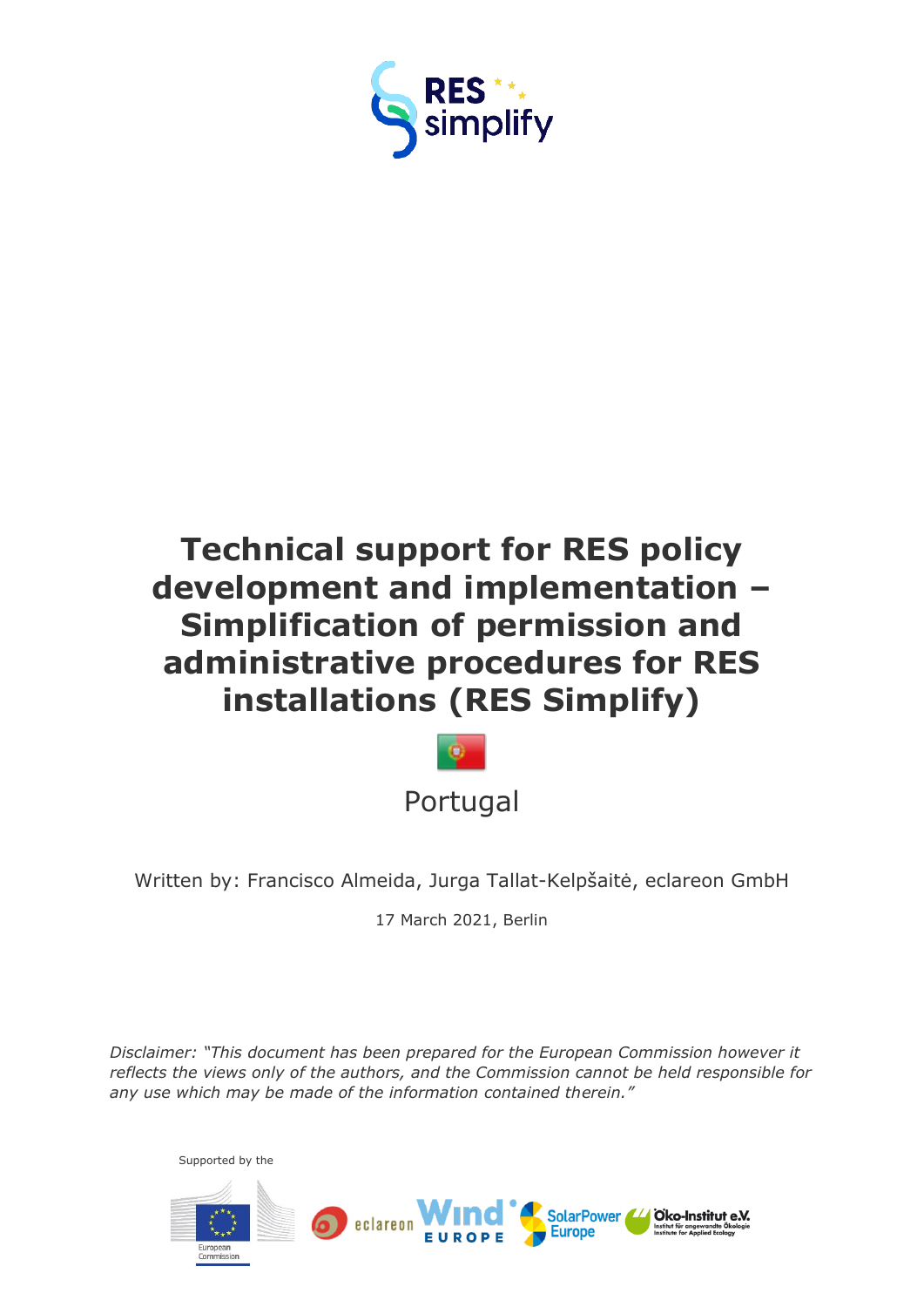# Technical support for RES policy development and implementation – Simplification of permission and administrative procedures for RES installations (RES Simplify)

Portugal

Written by: Francisco Almeida, Jurga Tallat-Kelpšaitė, eclareon GmbH

17 March 2021, Berlin

*Disclaimer: "This document has been prepared for the European Commission however it reflects the views only of the authors, and the Commission cannot be held responsible for any use which may be made of the information contained therein."*

Supported by the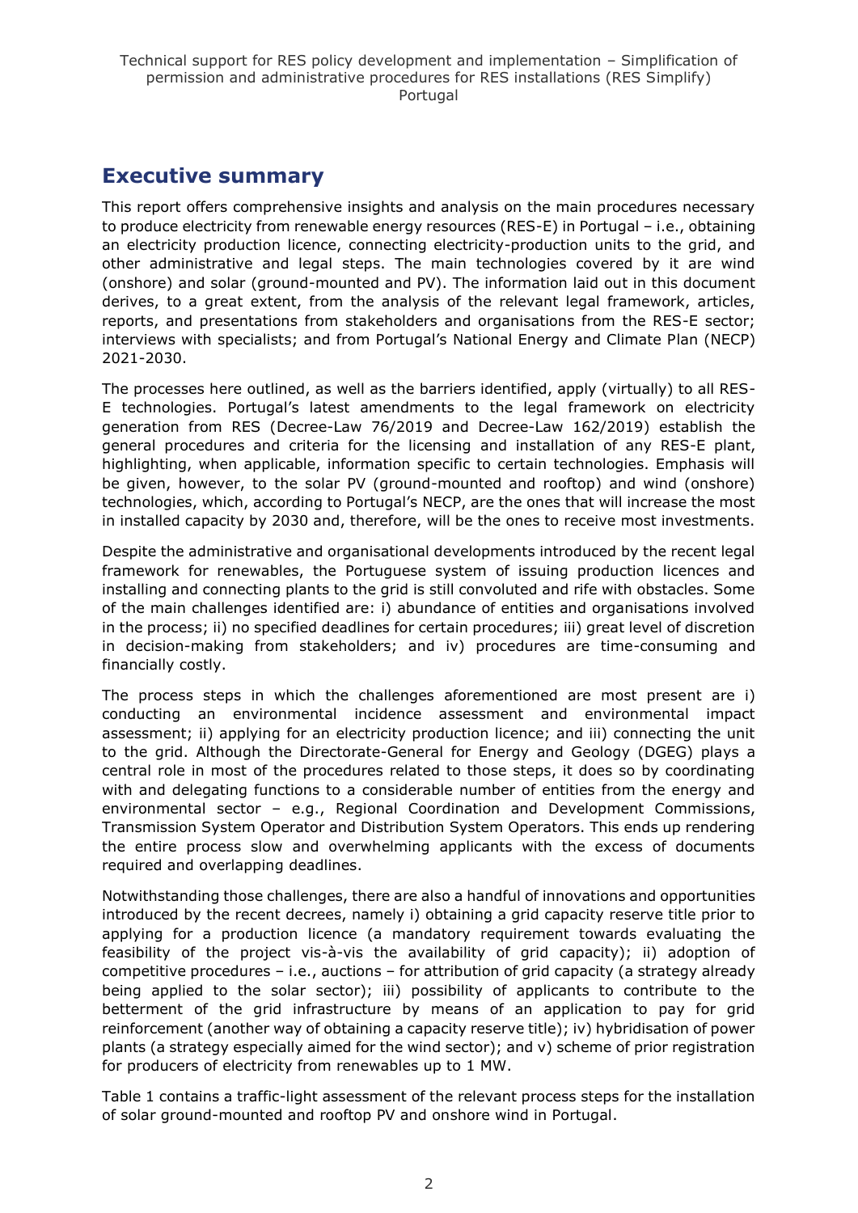# Executive summary

This report offers comprehensive insights and analysis on the main procedures necessary to produce electricity from renewable energy resources (RES-E) in Portugal – i.e., obtaining an electricity production licence, connecting electricity-production units to the grid, and other administrative and legal steps. The main technologies covered by it are wind (onshore) and solar (ground-mounted and PV). The information laid out in this document derives, to a great extent, from the analysis of the relevant legal framework, articles, reports, and presentations from stakeholders and organisations from the RES-E sector; interviews with specialists; and from Portugal's National Energy and Climate Plan (NECP) 2021-2030.

The processes here outlined, as well as the barriers identified, apply (virtually) to all RES-E technologies. Portugal's latest amendments to the legal framework on electricity generation from RES (Decree-Law 76/2019 and Decree-Law 162/2019) establish the general procedures and criteria for the licensing and installation of any RES-E plant, highlighting, when applicable, information specific to certain technologies. Emphasis will be given, however, to the solar PV (ground-mounted and rooftop) and wind (onshore) technologies, which, according to Portugal's NECP, are the ones that will increase the most in installed capacity by 2030 and, therefore, will be the ones to receive most investments.

Despite the administrative and organisational developments introduced by the recent legal framework for renewables, the Portuguese system of issuing production licences and installing and connecting plants to the grid is still convoluted and rife with obstacles. Some of the main challenges identified are: i) abundance of entities and organisations involved in the process; ii) no specified deadlines for certain procedures; iii) great level of discretion in decision-making from stakeholders; and iv) procedures are time-consuming and financially costly.

The process steps in which the challenges aforementioned are most present are i) conducting an environmental incidence assessment and environmental impact assessment; ii) applying for an electricity production licence; and iii) connecting the unit to the grid. Although the Directorate-General for Energy and Geology (DGEG) plays a central role in most of the procedures related to those steps, it does so by coordinating with and delegating functions to a considerable number of entities from the energy and environmental sector – e.g., Regional Coordination and Development Commissions, Transmission System Operator and Distribution System Operators. This ends up rendering the entire process slow and overwhelming applicants with the excess of documents required and overlapping deadlines.

Notwithstanding those challenges, there are also a handful of innovations and opportunities introduced by the recent decrees, namely i) obtaining a grid capacity reserve title prior to applying for a production licence (a mandatory requirement towards evaluating the feasibility of the project vis-à-vis the availability of grid capacity); ii) adoption of competitive procedures – i.e., auctions – for attribution of grid capacity (a strategy already being applied to the solar sector); iii) possibility of applicants to contribute to the betterment of the grid infrastructure by means of an application to pay for grid reinforcement (another way of obtaining a capacity reserve title); iv) hybridisation of power plants (a strategy especially aimed for the wind sector); and v) scheme of prior registration for producers of electricity from renewables up to 1 MW.

Table 1 contains a traffic-light assessment of the relevant process steps for the installation of solar ground-mounted and rooftop PV and onshore wind in Portugal.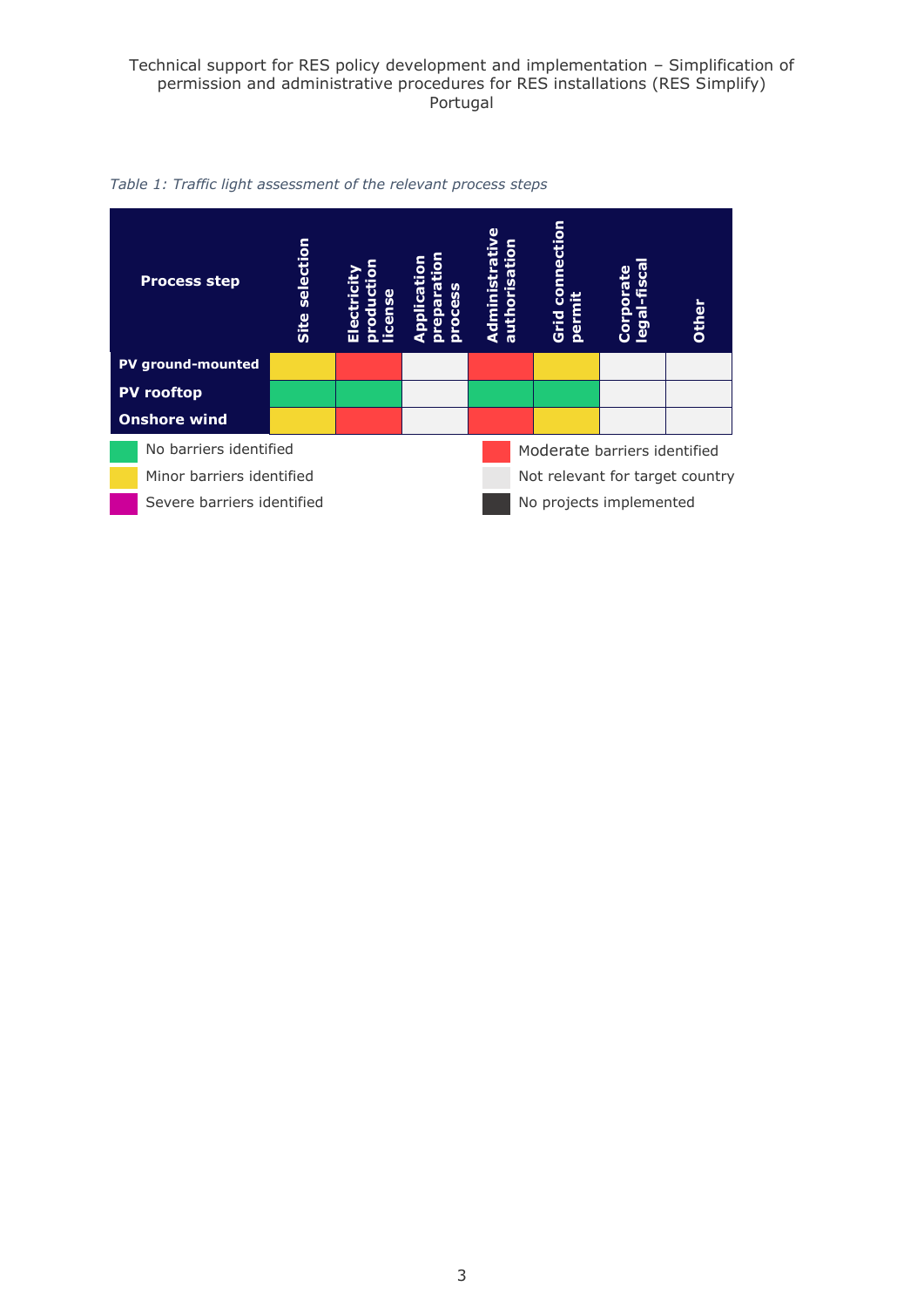*Table 1: Traffic light assessment of the relevant process steps*

| Process step | Site selection | Electricity production license | Application preparation process | Administrative authorisation | Grid connection permit | Corporate legal-fiscal | Other |
|---|---|---|---|---|---|---|---|
| PV ground-mounted | Minor barriers identified | Moderate barriers identified | Not relevant for target country | Moderate barriers identified | Minor barriers identified | Not relevant for target country | Not relevant for target country |
| PV rooftop | No barriers identified | No barriers identified | Not relevant for target country | No barriers identified | No barriers identified | Not relevant for target country | Not relevant for target country |
| Onshore wind | Minor barriers identified | Moderate barriers identified | Not relevant for target country | Moderate barriers identified | Minor barriers identified | Not relevant for target country | Not relevant for target country |

Legend: No barriers identified (green); Minor barriers identified (yellow); Severe barriers identified (magenta); Moderate barriers identified (red); Not relevant for target country (light grey); No projects implemented (dark grey)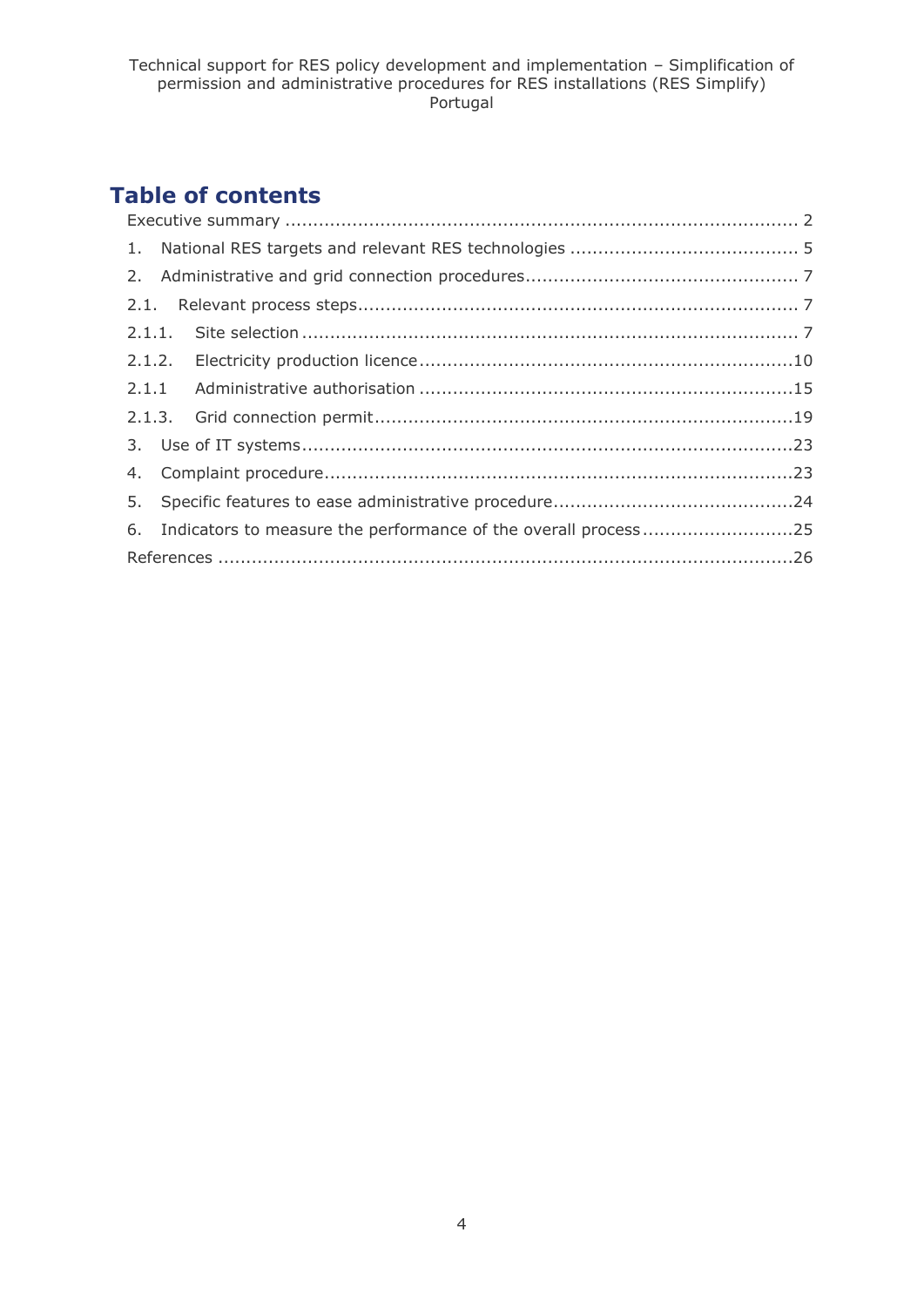# Table of contents

Executive summary ........................................................................................... 2

1. National RES targets and relevant RES technologies ........................................ 5

2. Administrative and grid connection procedures ................................................ 7

2.1. Relevant process steps ............................................................................. 7

2.1.1. Site selection ....................................................................................... 7

2.1.2. Electricity production licence ..................................................................10

2.1.1 Administrative authorisation ...................................................................15

2.1.3. Grid connection permit ..........................................................................19

3. Use of IT systems .......................................................................................23

4. Complaint procedure ...................................................................................23

5. Specific features to ease administrative procedure ..........................................24

6. Indicators to measure the performance of the overall process ...........................25

References .......................................................................................................26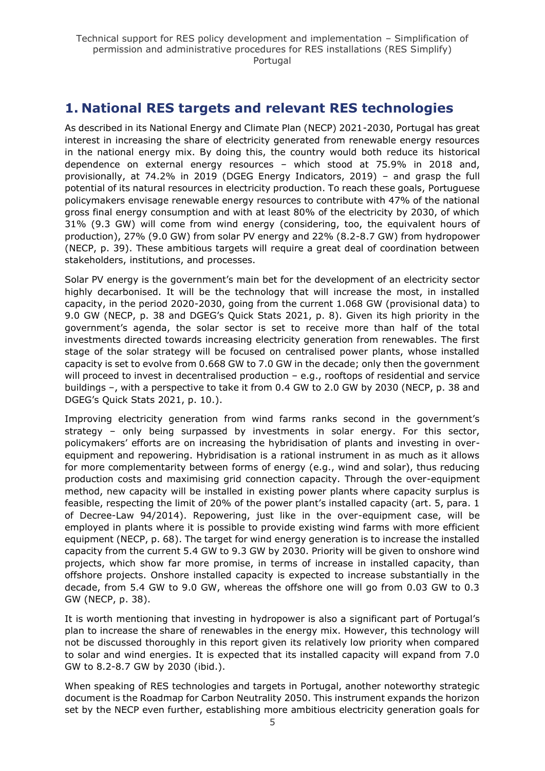# 1. National RES targets and relevant RES technologies

As described in its National Energy and Climate Plan (NECP) 2021-2030, Portugal has great interest in increasing the share of electricity generated from renewable energy resources in the national energy mix. By doing this, the country would both reduce its historical dependence on external energy resources – which stood at 75.9% in 2018 and, provisionally, at 74.2% in 2019 (DGEG Energy Indicators, 2019) – and grasp the full potential of its natural resources in electricity production. To reach these goals, Portuguese policymakers envisage renewable energy resources to contribute with 47% of the national gross final energy consumption and with at least 80% of the electricity by 2030, of which 31% (9.3 GW) will come from wind energy (considering, too, the equivalent hours of production), 27% (9.0 GW) from solar PV energy and 22% (8.2-8.7 GW) from hydropower (NECP, p. 39). These ambitious targets will require a great deal of coordination between stakeholders, institutions, and processes.

Solar PV energy is the government's main bet for the development of an electricity sector highly decarbonised. It will be the technology that will increase the most, in installed capacity, in the period 2020-2030, going from the current 1.068 GW (provisional data) to 9.0 GW (NECP, p. 38 and DGEG's Quick Stats 2021, p. 8). Given its high priority in the government's agenda, the solar sector is set to receive more than half of the total investments directed towards increasing electricity generation from renewables. The first stage of the solar strategy will be focused on centralised power plants, whose installed capacity is set to evolve from 0.668 GW to 7.0 GW in the decade; only then the government will proceed to invest in decentralised production – e.g., rooftops of residential and service buildings –, with a perspective to take it from 0.4 GW to 2.0 GW by 2030 (NECP, p. 38 and DGEG's Quick Stats 2021, p. 10.).

Improving electricity generation from wind farms ranks second in the government's strategy – only being surpassed by investments in solar energy. For this sector, policymakers' efforts are on increasing the hybridisation of plants and investing in over-equipment and repowering. Hybridisation is a rational instrument in as much as it allows for more complementarity between forms of energy (e.g., wind and solar), thus reducing production costs and maximising grid connection capacity. Through the over-equipment method, new capacity will be installed in existing power plants where capacity surplus is feasible, respecting the limit of 20% of the power plant's installed capacity (art. 5, para. 1 of Decree-Law 94/2014). Repowering, just like in the over-equipment case, will be employed in plants where it is possible to provide existing wind farms with more efficient equipment (NECP, p. 68). The target for wind energy generation is to increase the installed capacity from the current 5.4 GW to 9.3 GW by 2030. Priority will be given to onshore wind projects, which show far more promise, in terms of increase in installed capacity, than offshore projects. Onshore installed capacity is expected to increase substantially in the decade, from 5.4 GW to 9.0 GW, whereas the offshore one will go from 0.03 GW to 0.3 GW (NECP, p. 38).

It is worth mentioning that investing in hydropower is also a significant part of Portugal's plan to increase the share of renewables in the energy mix. However, this technology will not be discussed thoroughly in this report given its relatively low priority when compared to solar and wind energies. It is expected that its installed capacity will expand from 7.0 GW to 8.2-8.7 GW by 2030 (ibid.).

When speaking of RES technologies and targets in Portugal, another noteworthy strategic document is the Roadmap for Carbon Neutrality 2050. This instrument expands the horizon set by the NECP even further, establishing more ambitious electricity generation goals for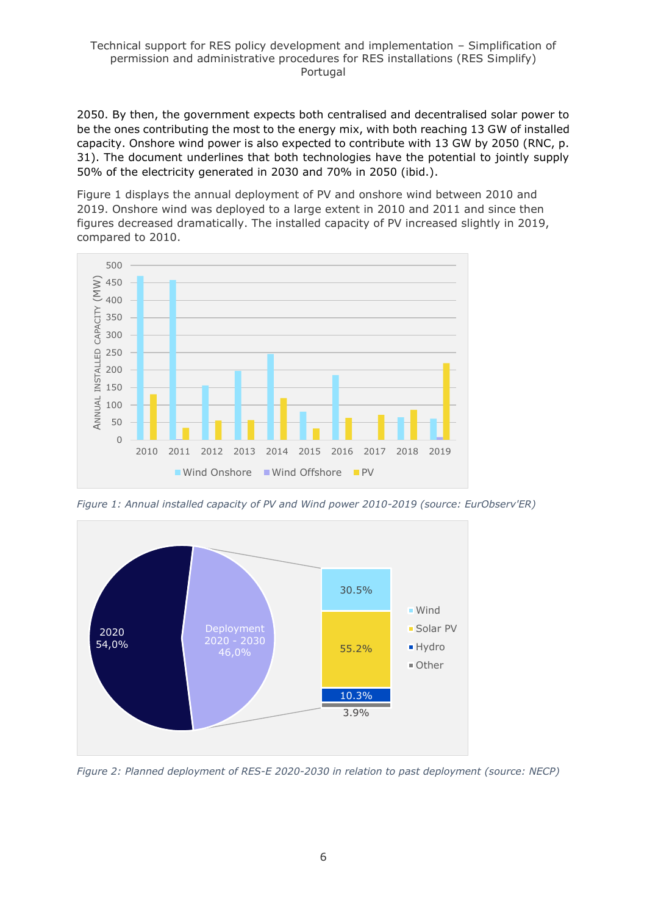2050. By then, the government expects both centralised and decentralised solar power to be the ones contributing the most to the energy mix, with both reaching 13 GW of installed capacity. Onshore wind power is also expected to contribute with 13 GW by 2050 (RNC, p. 31). The document underlines that both technologies have the potential to jointly supply 50% of the electricity generated in 2030 and 70% in 2050 (ibid.).

Figure 1 displays the annual deployment of PV and onshore wind between 2010 and 2019. Onshore wind was deployed to a large extent in 2010 and 2011 and since then figures decreased dramatically. The installed capacity of PV increased slightly in 2019, compared to 2010.

*Figure 1: Annual installed capacity of PV and Wind power 2010-2019 (source: EurObserv'ER)*

*Figure 2: Planned deployment of RES-E 2020-2030 in relation to past deployment (source: NECP)*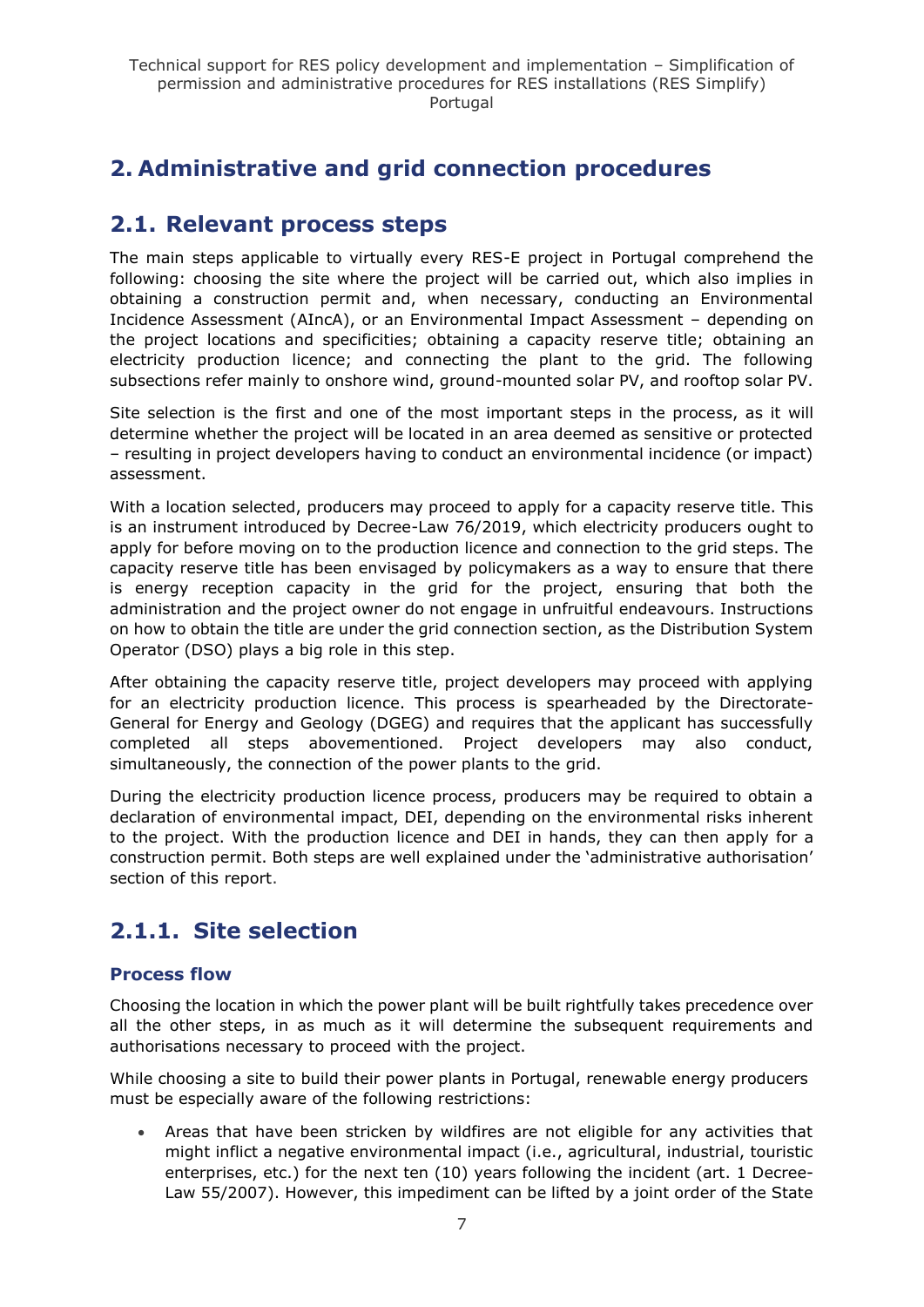# 2. Administrative and grid connection procedures

## 2.1. Relevant process steps

The main steps applicable to virtually every RES-E project in Portugal comprehend the following: choosing the site where the project will be carried out, which also implies in obtaining a construction permit and, when necessary, conducting an Environmental Incidence Assessment (AIncA), or an Environmental Impact Assessment – depending on the project locations and specificities; obtaining a capacity reserve title; obtaining an electricity production licence; and connecting the plant to the grid. The following subsections refer mainly to onshore wind, ground-mounted solar PV, and rooftop solar PV.

Site selection is the first and one of the most important steps in the process, as it will determine whether the project will be located in an area deemed as sensitive or protected – resulting in project developers having to conduct an environmental incidence (or impact) assessment.

With a location selected, producers may proceed to apply for a capacity reserve title. This is an instrument introduced by Decree-Law 76/2019, which electricity producers ought to apply for before moving on to the production licence and connection to the grid steps. The capacity reserve title has been envisaged by policymakers as a way to ensure that there is energy reception capacity in the grid for the project, ensuring that both the administration and the project owner do not engage in unfruitful endeavours. Instructions on how to obtain the title are under the grid connection section, as the Distribution System Operator (DSO) plays a big role in this step.

After obtaining the capacity reserve title, project developers may proceed with applying for an electricity production licence. This process is spearheaded by the Directorate-General for Energy and Geology (DGEG) and requires that the applicant has successfully completed all steps abovementioned. Project developers may also conduct, simultaneously, the connection of the power plants to the grid.

During the electricity production licence process, producers may be required to obtain a declaration of environmental impact, DEI, depending on the environmental risks inherent to the project. With the production licence and DEI in hands, they can then apply for a construction permit. Both steps are well explained under the 'administrative authorisation' section of this report.

## 2.1.1. Site selection

### Process flow

Choosing the location in which the power plant will be built rightfully takes precedence over all the other steps, in as much as it will determine the subsequent requirements and authorisations necessary to proceed with the project.

While choosing a site to build their power plants in Portugal, renewable energy producers must be especially aware of the following restrictions:

- Areas that have been stricken by wildfires are not eligible for any activities that might inflict a negative environmental impact (i.e., agricultural, industrial, touristic enterprises, etc.) for the next ten (10) years following the incident (art. 1 Decree-Law 55/2007). However, this impediment can be lifted by a joint order of the State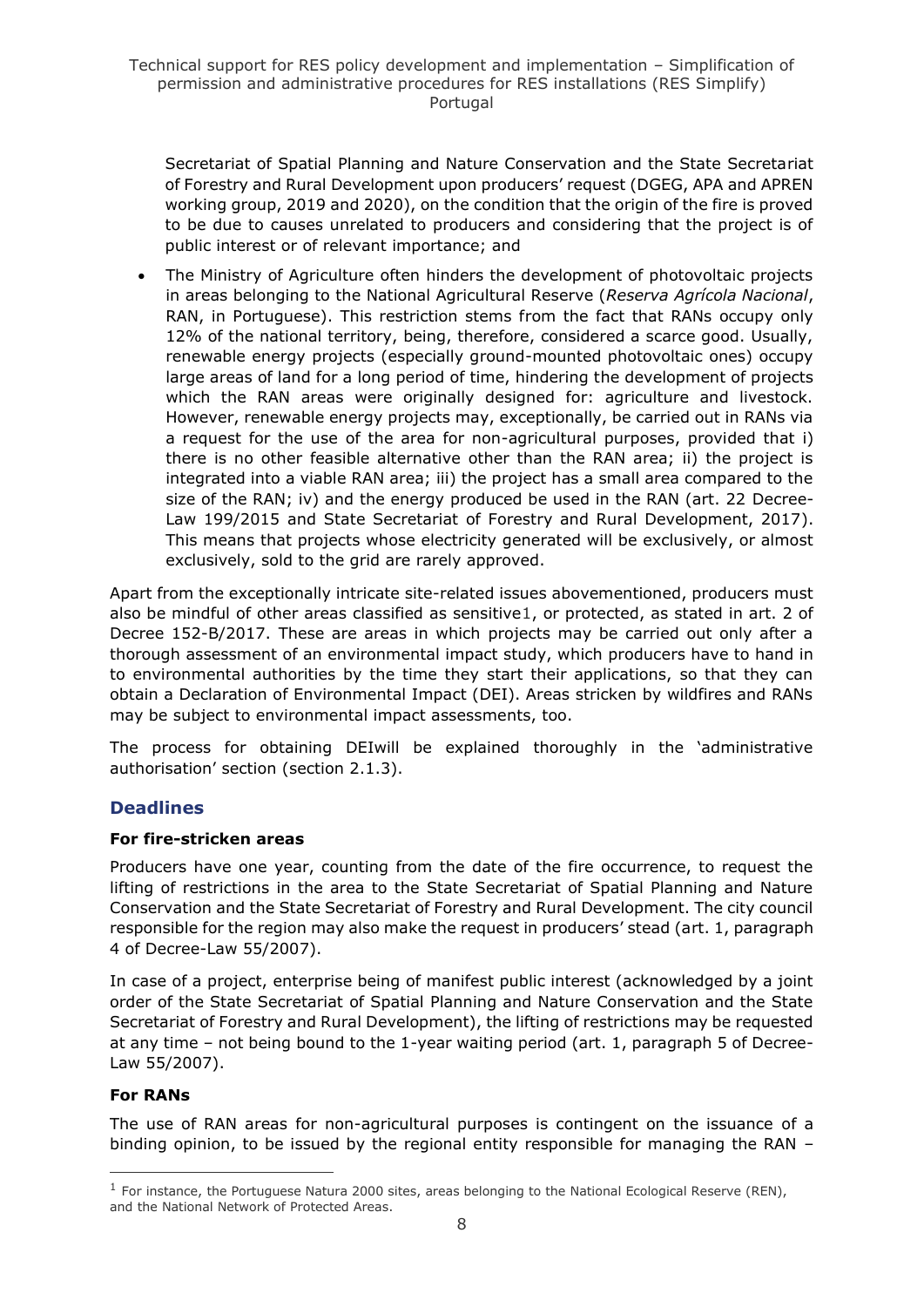Secretariat of Spatial Planning and Nature Conservation and the State Secretariat of Forestry and Rural Development upon producers' request (DGEG, APA and APREN working group, 2019 and 2020), on the condition that the origin of the fire is proved to be due to causes unrelated to producers and considering that the project is of public interest or of relevant importance; and

- The Ministry of Agriculture often hinders the development of photovoltaic projects in areas belonging to the National Agricultural Reserve (*Reserva Agrícola Nacional*, RAN, in Portuguese). This restriction stems from the fact that RANs occupy only 12% of the national territory, being, therefore, considered a scarce good. Usually, renewable energy projects (especially ground-mounted photovoltaic ones) occupy large areas of land for a long period of time, hindering the development of projects which the RAN areas were originally designed for: agriculture and livestock. However, renewable energy projects may, exceptionally, be carried out in RANs via a request for the use of the area for non-agricultural purposes, provided that i) there is no other feasible alternative other than the RAN area; ii) the project is integrated into a viable RAN area; iii) the project has a small area compared to the size of the RAN; iv) and the energy produced be used in the RAN (art. 22 Decree-Law 199/2015 and State Secretariat of Forestry and Rural Development, 2017). This means that projects whose electricity generated will be exclusively, or almost exclusively, sold to the grid are rarely approved.

Apart from the exceptionally intricate site-related issues abovementioned, producers must also be mindful of other areas classified as sensitive[1], or protected, as stated in art. 2 of Decree 152-B/2017. These are areas in which projects may be carried out only after a thorough assessment of an environmental impact study, which producers have to hand in to environmental authorities by the time they start their applications, so that they can obtain a Declaration of Environmental Impact (DEI). Areas stricken by wildfires and RANs may be subject to environmental impact assessments, too.

The process for obtaining DEIwill be explained thoroughly in the 'administrative authorisation' section (section 2.1.3).

## Deadlines

### For fire-stricken areas

Producers have one year, counting from the date of the fire occurrence, to request the lifting of restrictions in the area to the State Secretariat of Spatial Planning and Nature Conservation and the State Secretariat of Forestry and Rural Development. The city council responsible for the region may also make the request in producers' stead (art. 1, paragraph 4 of Decree-Law 55/2007).

In case of a project, enterprise being of manifest public interest (acknowledged by a joint order of the State Secretariat of Spatial Planning and Nature Conservation and the State Secretariat of Forestry and Rural Development), the lifting of restrictions may be requested at any time – not being bound to the 1-year waiting period (art. 1, paragraph 5 of Decree-Law 55/2007).

### For RANs

The use of RAN areas for non-agricultural purposes is contingent on the issuance of a binding opinion, to be issued by the regional entity responsible for managing the RAN –

[1] For instance, the Portuguese Natura 2000 sites, areas belonging to the National Ecological Reserve (REN), and the National Network of Protected Areas.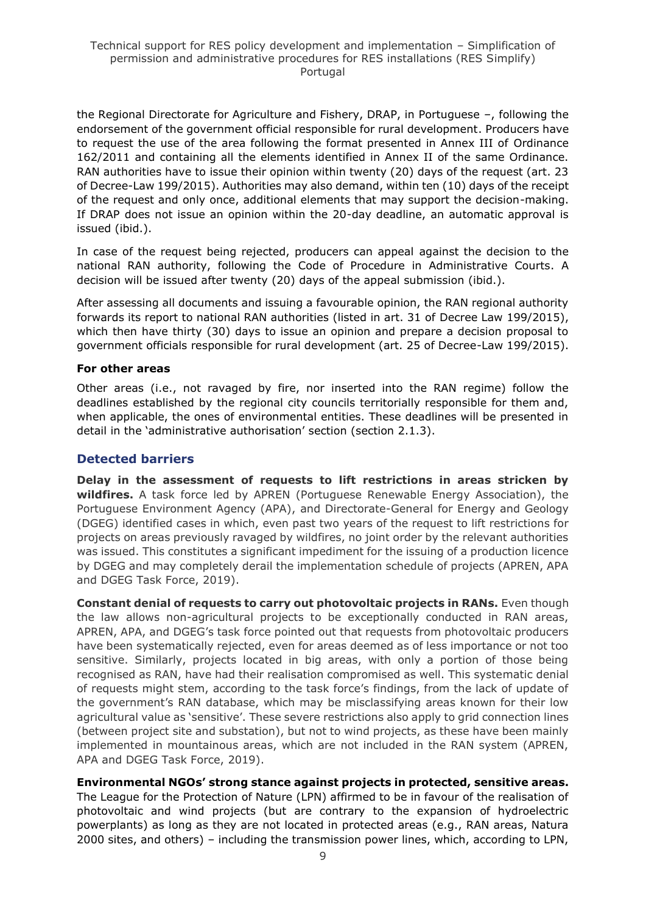the Regional Directorate for Agriculture and Fishery, DRAP, in Portuguese –, following the endorsement of the government official responsible for rural development. Producers have to request the use of the area following the format presented in Annex III of Ordinance 162/2011 and containing all the elements identified in Annex II of the same Ordinance. RAN authorities have to issue their opinion within twenty (20) days of the request (art. 23 of Decree-Law 199/2015). Authorities may also demand, within ten (10) days of the receipt of the request and only once, additional elements that may support the decision-making. If DRAP does not issue an opinion within the 20-day deadline, an automatic approval is issued (ibid.).

In case of the request being rejected, producers can appeal against the decision to the national RAN authority, following the Code of Procedure in Administrative Courts. A decision will be issued after twenty (20) days of the appeal submission (ibid.).

After assessing all documents and issuing a favourable opinion, the RAN regional authority forwards its report to national RAN authorities (listed in art. 31 of Decree Law 199/2015), which then have thirty (30) days to issue an opinion and prepare a decision proposal to government officials responsible for rural development (art. 25 of Decree-Law 199/2015).

#### For other areas

Other areas (i.e., not ravaged by fire, nor inserted into the RAN regime) follow the deadlines established by the regional city councils territorially responsible for them and, when applicable, the ones of environmental entities. These deadlines will be presented in detail in the 'administrative authorisation' section (section 2.1.3).

### Detected barriers

**Delay in the assessment of requests to lift restrictions in areas stricken by wildfires.** A task force led by APREN (Portuguese Renewable Energy Association), the Portuguese Environment Agency (APA), and Directorate-General for Energy and Geology (DGEG) identified cases in which, even past two years of the request to lift restrictions for projects on areas previously ravaged by wildfires, no joint order by the relevant authorities was issued. This constitutes a significant impediment for the issuing of a production licence by DGEG and may completely derail the implementation schedule of projects (APREN, APA and DGEG Task Force, 2019).

**Constant denial of requests to carry out photovoltaic projects in RANs.** Even though the law allows non-agricultural projects to be exceptionally conducted in RAN areas, APREN, APA, and DGEG's task force pointed out that requests from photovoltaic producers have been systematically rejected, even for areas deemed as of less importance or not too sensitive. Similarly, projects located in big areas, with only a portion of those being recognised as RAN, have had their realisation compromised as well. This systematic denial of requests might stem, according to the task force's findings, from the lack of update of the government's RAN database, which may be misclassifying areas known for their low agricultural value as 'sensitive'. These severe restrictions also apply to grid connection lines (between project site and substation), but not to wind projects, as these have been mainly implemented in mountainous areas, which are not included in the RAN system (APREN, APA and DGEG Task Force, 2019).

**Environmental NGOs' strong stance against projects in protected, sensitive areas.** The League for the Protection of Nature (LPN) affirmed to be in favour of the realisation of photovoltaic and wind projects (but are contrary to the expansion of hydroelectric powerplants) as long as they are not located in protected areas (e.g., RAN areas, Natura 2000 sites, and others) – including the transmission power lines, which, according to LPN,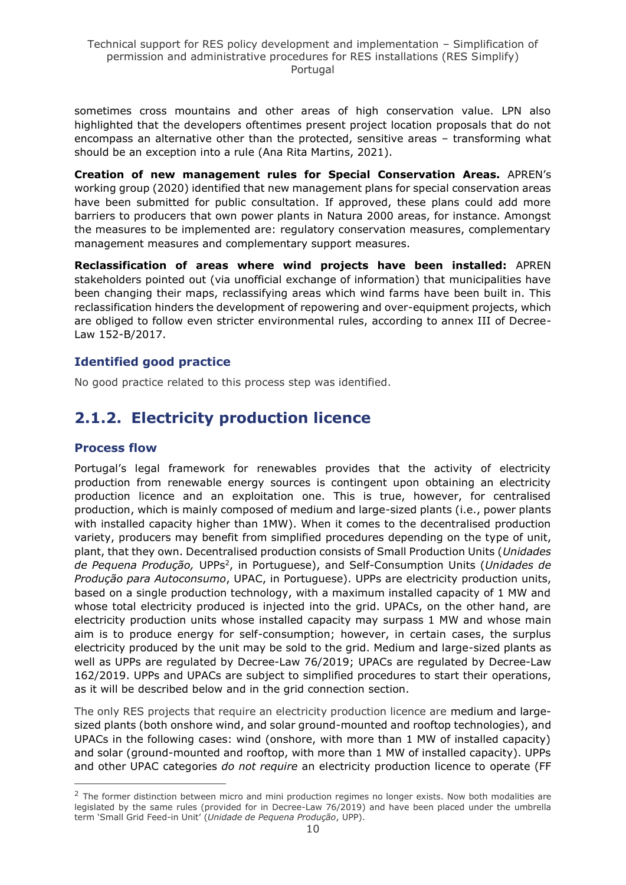sometimes cross mountains and other areas of high conservation value. LPN also highlighted that the developers oftentimes present project location proposals that do not encompass an alternative other than the protected, sensitive areas – transforming what should be an exception into a rule (Ana Rita Martins, 2021).

**Creation of new management rules for Special Conservation Areas.** APREN's working group (2020) identified that new management plans for special conservation areas have been submitted for public consultation. If approved, these plans could add more barriers to producers that own power plants in Natura 2000 areas, for instance. Amongst the measures to be implemented are: regulatory conservation measures, complementary management measures and complementary support measures.

**Reclassification of areas where wind projects have been installed:** APREN stakeholders pointed out (via unofficial exchange of information) that municipalities have been changing their maps, reclassifying areas which wind farms have been built in. This reclassification hinders the development of repowering and over-equipment projects, which are obliged to follow even stricter environmental rules, according to annex III of Decree-Law 152-B/2017.

### Identified good practice

No good practice related to this process step was identified.

## 2.1.2. Electricity production licence

### Process flow

Portugal's legal framework for renewables provides that the activity of electricity production from renewable energy sources is contingent upon obtaining an electricity production licence and an exploitation one. This is true, however, for centralised production, which is mainly composed of medium and large-sized plants (i.e., power plants with installed capacity higher than 1MW). When it comes to the decentralised production variety, producers may benefit from simplified procedures depending on the type of unit, plant, that they own. Decentralised production consists of Small Production Units (*Unidades de Pequena Produção,* UPPs[2], in Portuguese), and Self-Consumption Units (*Unidades de Produção para Autoconsumo*, UPAC, in Portuguese). UPPs are electricity production units, based on a single production technology, with a maximum installed capacity of 1 MW and whose total electricity produced is injected into the grid. UPACs, on the other hand, are electricity production units whose installed capacity may surpass 1 MW and whose main aim is to produce energy for self-consumption; however, in certain cases, the surplus electricity produced by the unit may be sold to the grid. Medium and large-sized plants as well as UPPs are regulated by Decree-Law 76/2019; UPACs are regulated by Decree-Law 162/2019. UPPs and UPACs are subject to simplified procedures to start their operations, as it will be described below and in the grid connection section.

The only RES projects that require an electricity production licence are medium and large-sized plants (both onshore wind, and solar ground-mounted and rooftop technologies), and UPACs in the following cases: wind (onshore, with more than 1 MW of installed capacity) and solar (ground-mounted and rooftop, with more than 1 MW of installed capacity). UPPs and other UPAC categories *do not require* an electricity production licence to operate (FF

[2] The former distinction between micro and mini production regimes no longer exists. Now both modalities are legislated by the same rules (provided for in Decree-Law 76/2019) and have been placed under the umbrella term 'Small Grid Feed-in Unit' (*Unidade de Pequena Produção*, UPP).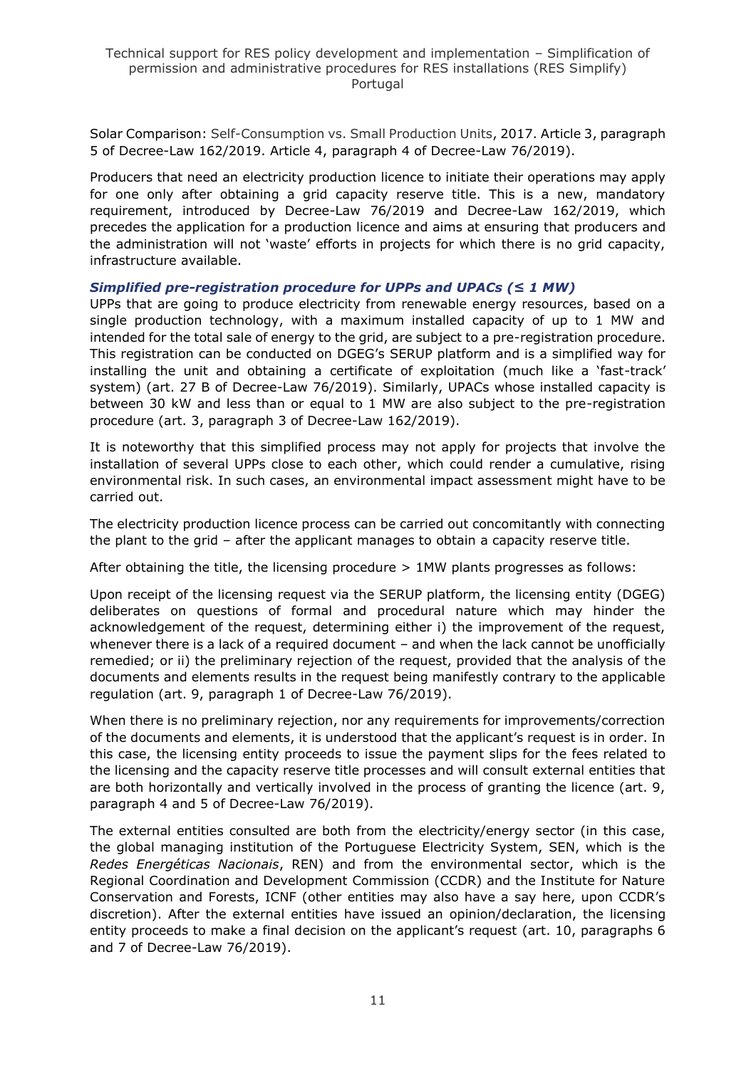Solar Comparison: Self-Consumption vs. Small Production Units, 2017. Article 3, paragraph 5 of Decree-Law 162/2019. Article 4, paragraph 4 of Decree-Law 76/2019).

Producers that need an electricity production licence to initiate their operations may apply for one only after obtaining a grid capacity reserve title. This is a new, mandatory requirement, introduced by Decree-Law 76/2019 and Decree-Law 162/2019, which precedes the application for a production licence and aims at ensuring that producers and the administration will not 'waste' efforts in projects for which there is no grid capacity, infrastructure available.

### *Simplified pre-registration procedure for UPPs and UPACs (≤ 1 MW)*

UPPs that are going to produce electricity from renewable energy resources, based on a single production technology, with a maximum installed capacity of up to 1 MW and intended for the total sale of energy to the grid, are subject to a pre-registration procedure. This registration can be conducted on DGEG's SERUP platform and is a simplified way for installing the unit and obtaining a certificate of exploitation (much like a 'fast-track' system) (art. 27 B of Decree-Law 76/2019). Similarly, UPACs whose installed capacity is between 30 kW and less than or equal to 1 MW are also subject to the pre-registration procedure (art. 3, paragraph 3 of Decree-Law 162/2019).

It is noteworthy that this simplified process may not apply for projects that involve the installation of several UPPs close to each other, which could render a cumulative, rising environmental risk. In such cases, an environmental impact assessment might have to be carried out.

The electricity production licence process can be carried out concomitantly with connecting the plant to the grid – after the applicant manages to obtain a capacity reserve title.

After obtaining the title, the licensing procedure > 1MW plants progresses as follows:

Upon receipt of the licensing request via the SERUP platform, the licensing entity (DGEG) deliberates on questions of formal and procedural nature which may hinder the acknowledgement of the request, determining either i) the improvement of the request, whenever there is a lack of a required document – and when the lack cannot be unofficially remedied; or ii) the preliminary rejection of the request, provided that the analysis of the documents and elements results in the request being manifestly contrary to the applicable regulation (art. 9, paragraph 1 of Decree-Law 76/2019).

When there is no preliminary rejection, nor any requirements for improvements/correction of the documents and elements, it is understood that the applicant's request is in order. In this case, the licensing entity proceeds to issue the payment slips for the fees related to the licensing and the capacity reserve title processes and will consult external entities that are both horizontally and vertically involved in the process of granting the licence (art. 9, paragraph 4 and 5 of Decree-Law 76/2019).

The external entities consulted are both from the electricity/energy sector (in this case, the global managing institution of the Portuguese Electricity System, SEN, which is the *Redes Energéticas Nacionais*, REN) and from the environmental sector, which is the Regional Coordination and Development Commission (CCDR) and the Institute for Nature Conservation and Forests, ICNF (other entities may also have a say here, upon CCDR's discretion). After the external entities have issued an opinion/declaration, the licensing entity proceeds to make a final decision on the applicant's request (art. 10, paragraphs 6 and 7 of Decree-Law 76/2019).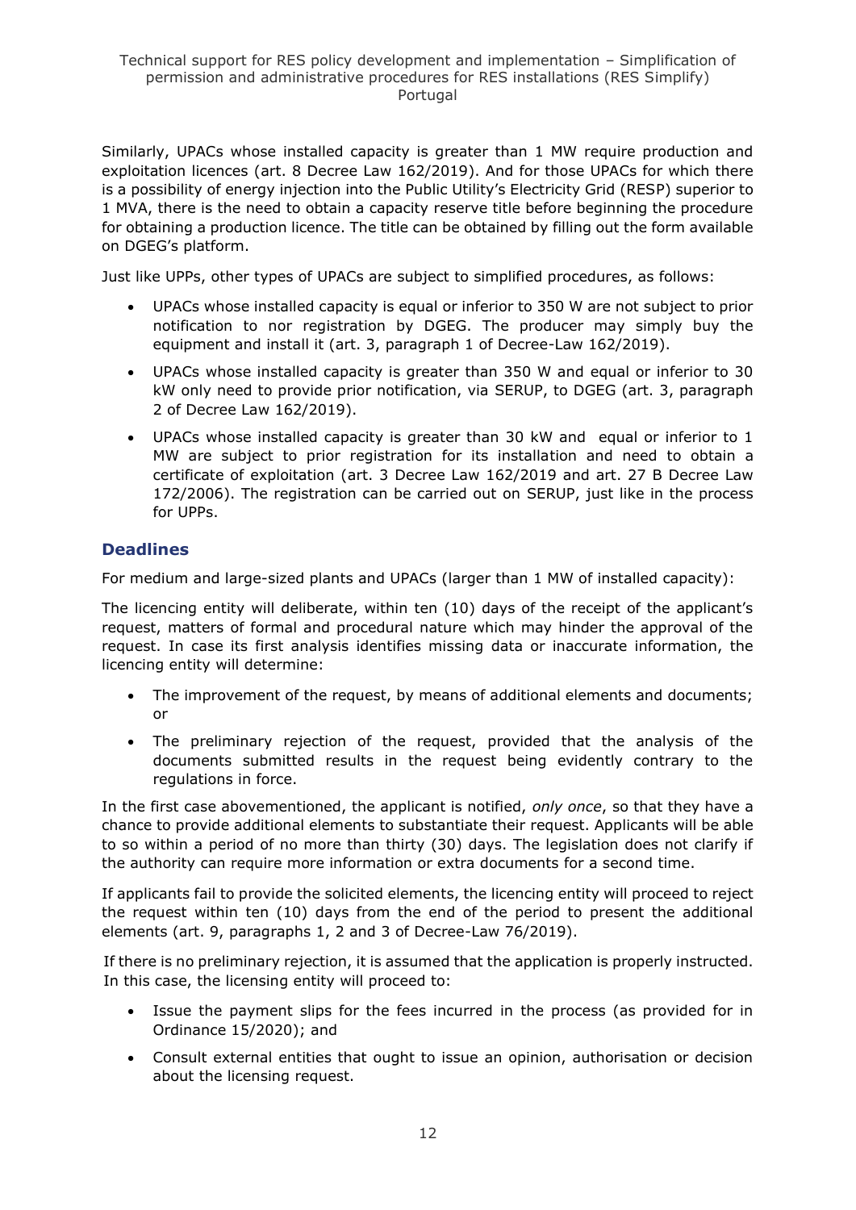Similarly, UPACs whose installed capacity is greater than 1 MW require production and exploitation licences (art. 8 Decree Law 162/2019). And for those UPACs for which there is a possibility of energy injection into the Public Utility's Electricity Grid (RESP) superior to 1 MVA, there is the need to obtain a capacity reserve title before beginning the procedure for obtaining a production licence. The title can be obtained by filling out the form available on DGEG's platform.

Just like UPPs, other types of UPACs are subject to simplified procedures, as follows:

- UPACs whose installed capacity is equal or inferior to 350 W are not subject to prior notification to nor registration by DGEG. The producer may simply buy the equipment and install it (art. 3, paragraph 1 of Decree-Law 162/2019).
- UPACs whose installed capacity is greater than 350 W and equal or inferior to 30 kW only need to provide prior notification, via SERUP, to DGEG (art. 3, paragraph 2 of Decree Law 162/2019).
- UPACs whose installed capacity is greater than 30 kW and equal or inferior to 1 MW are subject to prior registration for its installation and need to obtain a certificate of exploitation (art. 3 Decree Law 162/2019 and art. 27 B Decree Law 172/2006). The registration can be carried out on SERUP, just like in the process for UPPs.

### Deadlines

For medium and large-sized plants and UPACs (larger than 1 MW of installed capacity):

The licencing entity will deliberate, within ten (10) days of the receipt of the applicant's request, matters of formal and procedural nature which may hinder the approval of the request. In case its first analysis identifies missing data or inaccurate information, the licencing entity will determine:

- The improvement of the request, by means of additional elements and documents; or
- The preliminary rejection of the request, provided that the analysis of the documents submitted results in the request being evidently contrary to the regulations in force.

In the first case abovementioned, the applicant is notified, *only once*, so that they have a chance to provide additional elements to substantiate their request. Applicants will be able to so within a period of no more than thirty (30) days. The legislation does not clarify if the authority can require more information or extra documents for a second time.

If applicants fail to provide the solicited elements, the licencing entity will proceed to reject the request within ten (10) days from the end of the period to present the additional elements (art. 9, paragraphs 1, 2 and 3 of Decree-Law 76/2019).

If there is no preliminary rejection, it is assumed that the application is properly instructed. In this case, the licensing entity will proceed to:

- Issue the payment slips for the fees incurred in the process (as provided for in Ordinance 15/2020); and
- Consult external entities that ought to issue an opinion, authorisation or decision about the licensing request.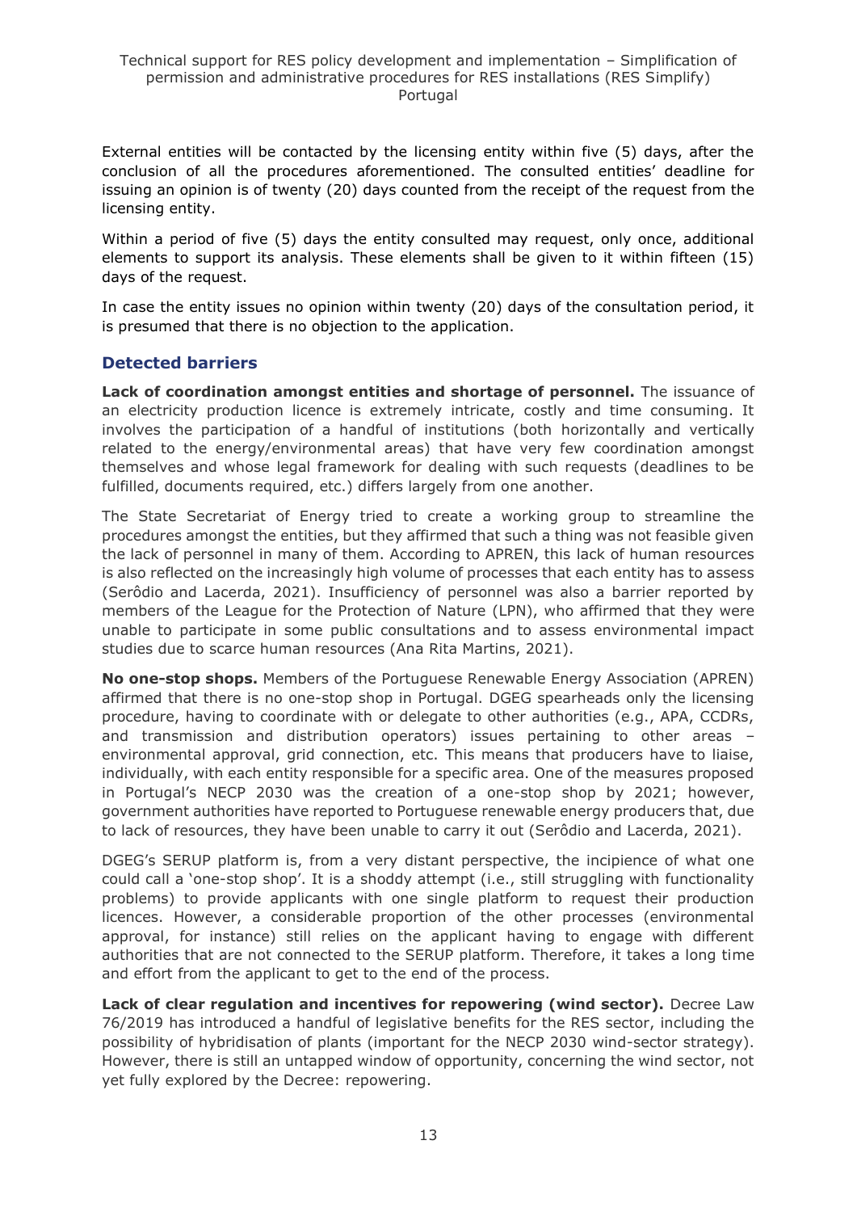External entities will be contacted by the licensing entity within five (5) days, after the conclusion of all the procedures aforementioned. The consulted entities' deadline for issuing an opinion is of twenty (20) days counted from the receipt of the request from the licensing entity.

Within a period of five (5) days the entity consulted may request, only once, additional elements to support its analysis. These elements shall be given to it within fifteen (15) days of the request.

In case the entity issues no opinion within twenty (20) days of the consultation period, it is presumed that there is no objection to the application.

### Detected barriers

**Lack of coordination amongst entities and shortage of personnel.** The issuance of an electricity production licence is extremely intricate, costly and time consuming. It involves the participation of a handful of institutions (both horizontally and vertically related to the energy/environmental areas) that have very few coordination amongst themselves and whose legal framework for dealing with such requests (deadlines to be fulfilled, documents required, etc.) differs largely from one another.

The State Secretariat of Energy tried to create a working group to streamline the procedures amongst the entities, but they affirmed that such a thing was not feasible given the lack of personnel in many of them. According to APREN, this lack of human resources is also reflected on the increasingly high volume of processes that each entity has to assess (Serôdio and Lacerda, 2021). Insufficiency of personnel was also a barrier reported by members of the League for the Protection of Nature (LPN), who affirmed that they were unable to participate in some public consultations and to assess environmental impact studies due to scarce human resources (Ana Rita Martins, 2021).

**No one-stop shops.** Members of the Portuguese Renewable Energy Association (APREN) affirmed that there is no one-stop shop in Portugal. DGEG spearheads only the licensing procedure, having to coordinate with or delegate to other authorities (e.g., APA, CCDRs, and transmission and distribution operators) issues pertaining to other areas – environmental approval, grid connection, etc. This means that producers have to liaise, individually, with each entity responsible for a specific area. One of the measures proposed in Portugal's NECP 2030 was the creation of a one-stop shop by 2021; however, government authorities have reported to Portuguese renewable energy producers that, due to lack of resources, they have been unable to carry it out (Serôdio and Lacerda, 2021).

DGEG's SERUP platform is, from a very distant perspective, the incipience of what one could call a 'one-stop shop'. It is a shoddy attempt (i.e., still struggling with functionality problems) to provide applicants with one single platform to request their production licences. However, a considerable proportion of the other processes (environmental approval, for instance) still relies on the applicant having to engage with different authorities that are not connected to the SERUP platform. Therefore, it takes a long time and effort from the applicant to get to the end of the process.

**Lack of clear regulation and incentives for repowering (wind sector).** Decree Law 76/2019 has introduced a handful of legislative benefits for the RES sector, including the possibility of hybridisation of plants (important for the NECP 2030 wind-sector strategy). However, there is still an untapped window of opportunity, concerning the wind sector, not yet fully explored by the Decree: repowering.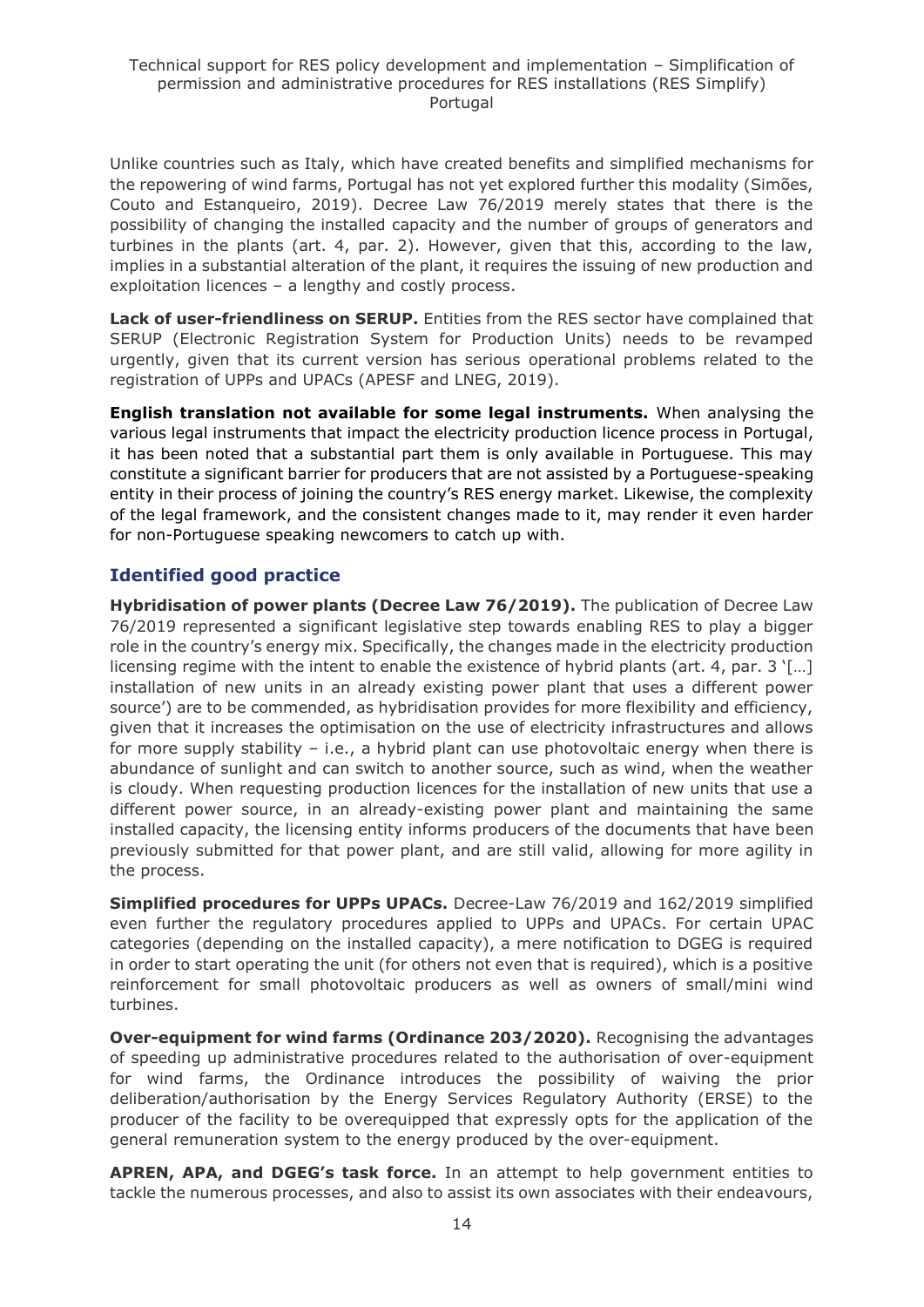Unlike countries such as Italy, which have created benefits and simplified mechanisms for the repowering of wind farms, Portugal has not yet explored further this modality (Simões, Couto and Estanqueiro, 2019). Decree Law 76/2019 merely states that there is the possibility of changing the installed capacity and the number of groups of generators and turbines in the plants (art. 4, par. 2). However, given that this, according to the law, implies in a substantial alteration of the plant, it requires the issuing of new production and exploitation licences – a lengthy and costly process.

**Lack of user-friendliness on SERUP.** Entities from the RES sector have complained that SERUP (Electronic Registration System for Production Units) needs to be revamped urgently, given that its current version has serious operational problems related to the registration of UPPs and UPACs (APESF and LNEG, 2019).

**English translation not available for some legal instruments.** When analysing the various legal instruments that impact the electricity production licence process in Portugal, it has been noted that a substantial part them is only available in Portuguese. This may constitute a significant barrier for producers that are not assisted by a Portuguese-speaking entity in their process of joining the country's RES energy market. Likewise, the complexity of the legal framework, and the consistent changes made to it, may render it even harder for non-Portuguese speaking newcomers to catch up with.

## Identified good practice

**Hybridisation of power plants (Decree Law 76/2019).** The publication of Decree Law 76/2019 represented a significant legislative step towards enabling RES to play a bigger role in the country's energy mix. Specifically, the changes made in the electricity production licensing regime with the intent to enable the existence of hybrid plants (art. 4, par. 3 '[…] installation of new units in an already existing power plant that uses a different power source') are to be commended, as hybridisation provides for more flexibility and efficiency, given that it increases the optimisation on the use of electricity infrastructures and allows for more supply stability – i.e., a hybrid plant can use photovoltaic energy when there is abundance of sunlight and can switch to another source, such as wind, when the weather is cloudy. When requesting production licences for the installation of new units that use a different power source, in an already-existing power plant and maintaining the same installed capacity, the licensing entity informs producers of the documents that have been previously submitted for that power plant, and are still valid, allowing for more agility in the process.

**Simplified procedures for UPPs UPACs.** Decree-Law 76/2019 and 162/2019 simplified even further the regulatory procedures applied to UPPs and UPACs. For certain UPAC categories (depending on the installed capacity), a mere notification to DGEG is required in order to start operating the unit (for others not even that is required), which is a positive reinforcement for small photovoltaic producers as well as owners of small/mini wind turbines.

**Over-equipment for wind farms (Ordinance 203/2020).** Recognising the advantages of speeding up administrative procedures related to the authorisation of over-equipment for wind farms, the Ordinance introduces the possibility of waiving the prior deliberation/authorisation by the Energy Services Regulatory Authority (ERSE) to the producer of the facility to be overequipped that expressly opts for the application of the general remuneration system to the energy produced by the over-equipment.

**APREN, APA, and DGEG's task force.** In an attempt to help government entities to tackle the numerous processes, and also to assist its own associates with their endeavours,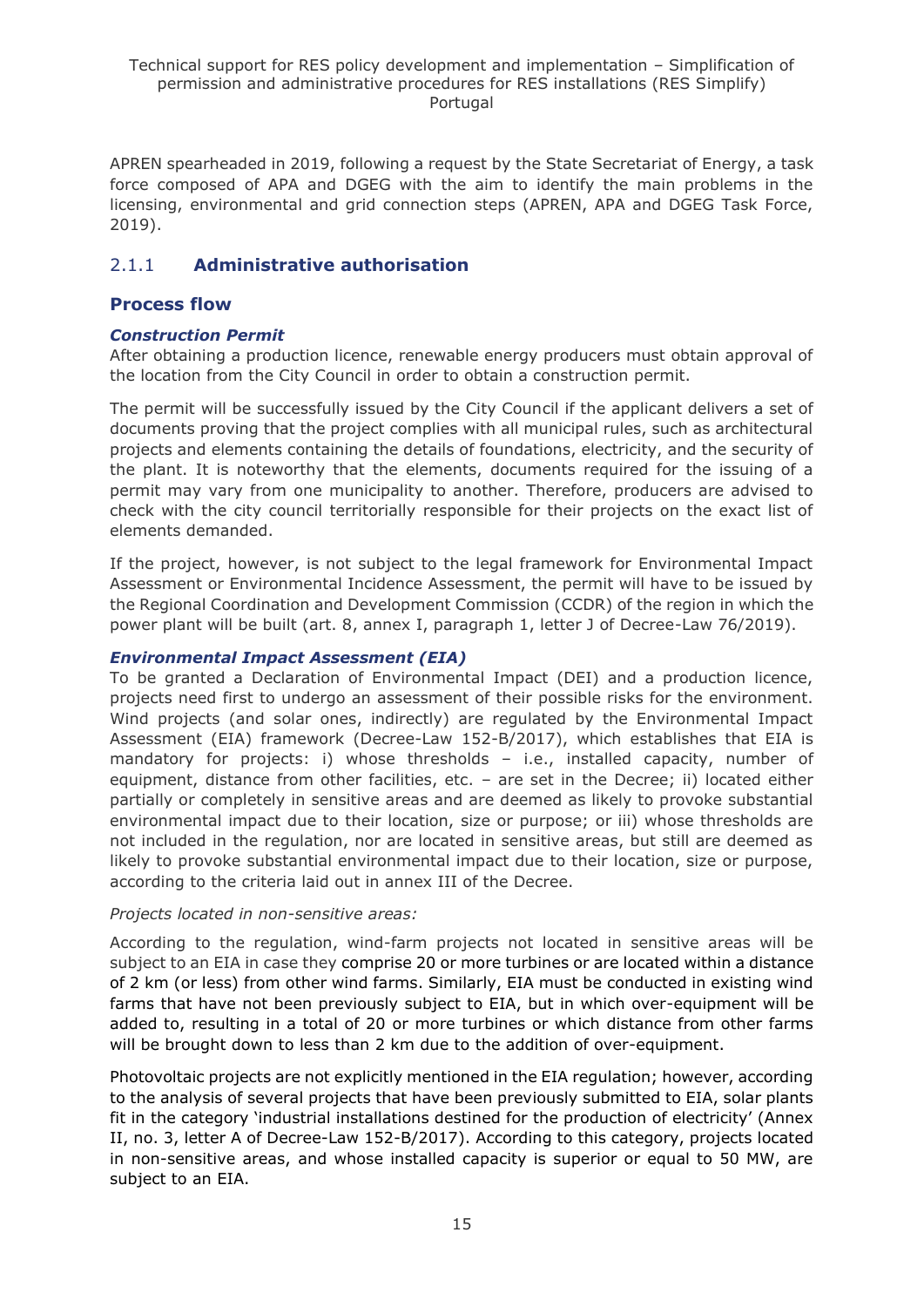APREN spearheaded in 2019, following a request by the State Secretariat of Energy, a task force composed of APA and DGEG with the aim to identify the main problems in the licensing, environmental and grid connection steps (APREN, APA and DGEG Task Force, 2019).

### 2.1.1 Administrative authorisation

#### Process flow

##### *Construction Permit*

After obtaining a production licence, renewable energy producers must obtain approval of the location from the City Council in order to obtain a construction permit.

The permit will be successfully issued by the City Council if the applicant delivers a set of documents proving that the project complies with all municipal rules, such as architectural projects and elements containing the details of foundations, electricity, and the security of the plant. It is noteworthy that the elements, documents required for the issuing of a permit may vary from one municipality to another. Therefore, producers are advised to check with the city council territorially responsible for their projects on the exact list of elements demanded.

If the project, however, is not subject to the legal framework for Environmental Impact Assessment or Environmental Incidence Assessment, the permit will have to be issued by the Regional Coordination and Development Commission (CCDR) of the region in which the power plant will be built (art. 8, annex I, paragraph 1, letter J of Decree-Law 76/2019).

##### *Environmental Impact Assessment (EIA)*

To be granted a Declaration of Environmental Impact (DEI) and a production licence, projects need first to undergo an assessment of their possible risks for the environment. Wind projects (and solar ones, indirectly) are regulated by the Environmental Impact Assessment (EIA) framework (Decree-Law 152-B/2017), which establishes that EIA is mandatory for projects: i) whose thresholds – i.e., installed capacity, number of equipment, distance from other facilities, etc. – are set in the Decree; ii) located either partially or completely in sensitive areas and are deemed as likely to provoke substantial environmental impact due to their location, size or purpose; or iii) whose thresholds are not included in the regulation, nor are located in sensitive areas, but still are deemed as likely to provoke substantial environmental impact due to their location, size or purpose, according to the criteria laid out in annex III of the Decree.

*Projects located in non-sensitive areas:*

According to the regulation, wind-farm projects not located in sensitive areas will be subject to an EIA in case they comprise 20 or more turbines or are located within a distance of 2 km (or less) from other wind farms. Similarly, EIA must be conducted in existing wind farms that have not been previously subject to EIA, but in which over-equipment will be added to, resulting in a total of 20 or more turbines or which distance from other farms will be brought down to less than 2 km due to the addition of over-equipment.

Photovoltaic projects are not explicitly mentioned in the EIA regulation; however, according to the analysis of several projects that have been previously submitted to EIA, solar plants fit in the category 'industrial installations destined for the production of electricity' (Annex II, no. 3, letter A of Decree-Law 152-B/2017). According to this category, projects located in non-sensitive areas, and whose installed capacity is superior or equal to 50 MW, are subject to an EIA.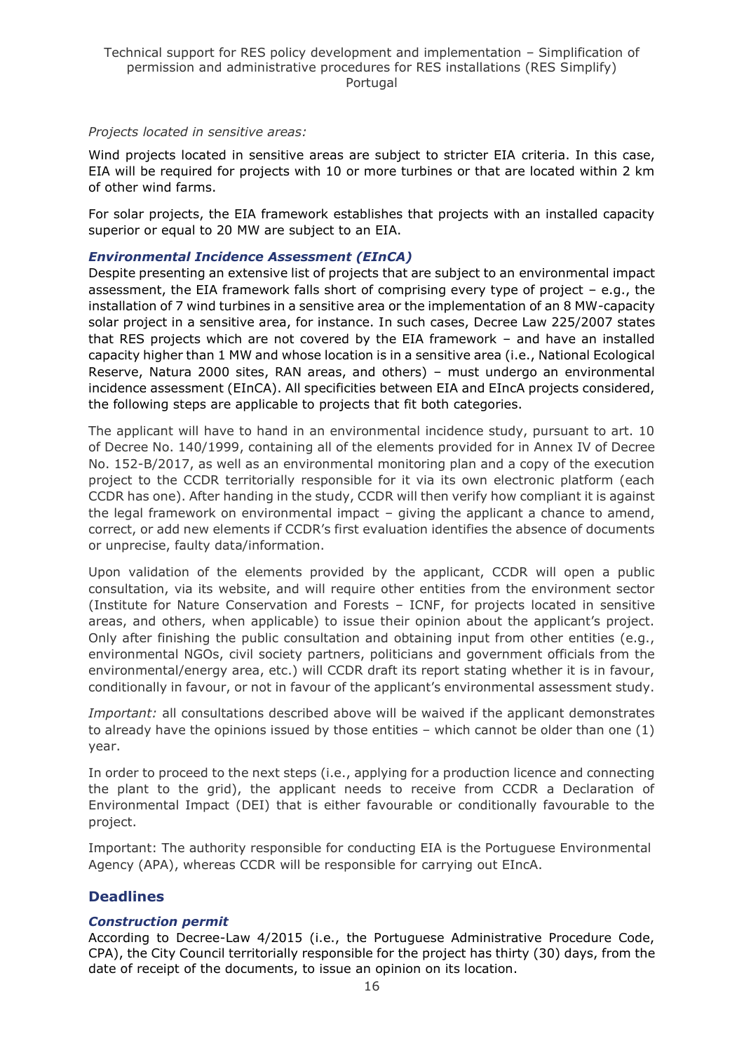*Projects located in sensitive areas:*

Wind projects located in sensitive areas are subject to stricter EIA criteria. In this case, EIA will be required for projects with 10 or more turbines or that are located within 2 km of other wind farms.

For solar projects, the EIA framework establishes that projects with an installed capacity superior or equal to 20 MW are subject to an EIA.

### *Environmental Incidence Assessment (EInCA)*

Despite presenting an extensive list of projects that are subject to an environmental impact assessment, the EIA framework falls short of comprising every type of project – e.g., the installation of 7 wind turbines in a sensitive area or the implementation of an 8 MW-capacity solar project in a sensitive area, for instance. In such cases, Decree Law 225/2007 states that RES projects which are not covered by the EIA framework – and have an installed capacity higher than 1 MW and whose location is in a sensitive area (i.e., National Ecological Reserve, Natura 2000 sites, RAN areas, and others) – must undergo an environmental incidence assessment (EInCA). All specificities between EIA and EIncA projects considered, the following steps are applicable to projects that fit both categories.

The applicant will have to hand in an environmental incidence study, pursuant to art. 10 of Decree No. 140/1999, containing all of the elements provided for in Annex IV of Decree No. 152-B/2017, as well as an environmental monitoring plan and a copy of the execution project to the CCDR territorially responsible for it via its own electronic platform (each CCDR has one). After handing in the study, CCDR will then verify how compliant it is against the legal framework on environmental impact – giving the applicant a chance to amend, correct, or add new elements if CCDR's first evaluation identifies the absence of documents or unprecise, faulty data/information.

Upon validation of the elements provided by the applicant, CCDR will open a public consultation, via its website, and will require other entities from the environment sector (Institute for Nature Conservation and Forests – ICNF, for projects located in sensitive areas, and others, when applicable) to issue their opinion about the applicant's project. Only after finishing the public consultation and obtaining input from other entities (e.g., environmental NGOs, civil society partners, politicians and government officials from the environmental/energy area, etc.) will CCDR draft its report stating whether it is in favour, conditionally in favour, or not in favour of the applicant's environmental assessment study.

*Important:* all consultations described above will be waived if the applicant demonstrates to already have the opinions issued by those entities – which cannot be older than one (1) year.

In order to proceed to the next steps (i.e., applying for a production licence and connecting the plant to the grid), the applicant needs to receive from CCDR a Declaration of Environmental Impact (DEI) that is either favourable or conditionally favourable to the project.

Important: The authority responsible for conducting EIA is the Portuguese Environmental Agency (APA), whereas CCDR will be responsible for carrying out EIncA.

## Deadlines

### *Construction permit*

According to Decree-Law 4/2015 (i.e., the Portuguese Administrative Procedure Code, CPA), the City Council territorially responsible for the project has thirty (30) days, from the date of receipt of the documents, to issue an opinion on its location.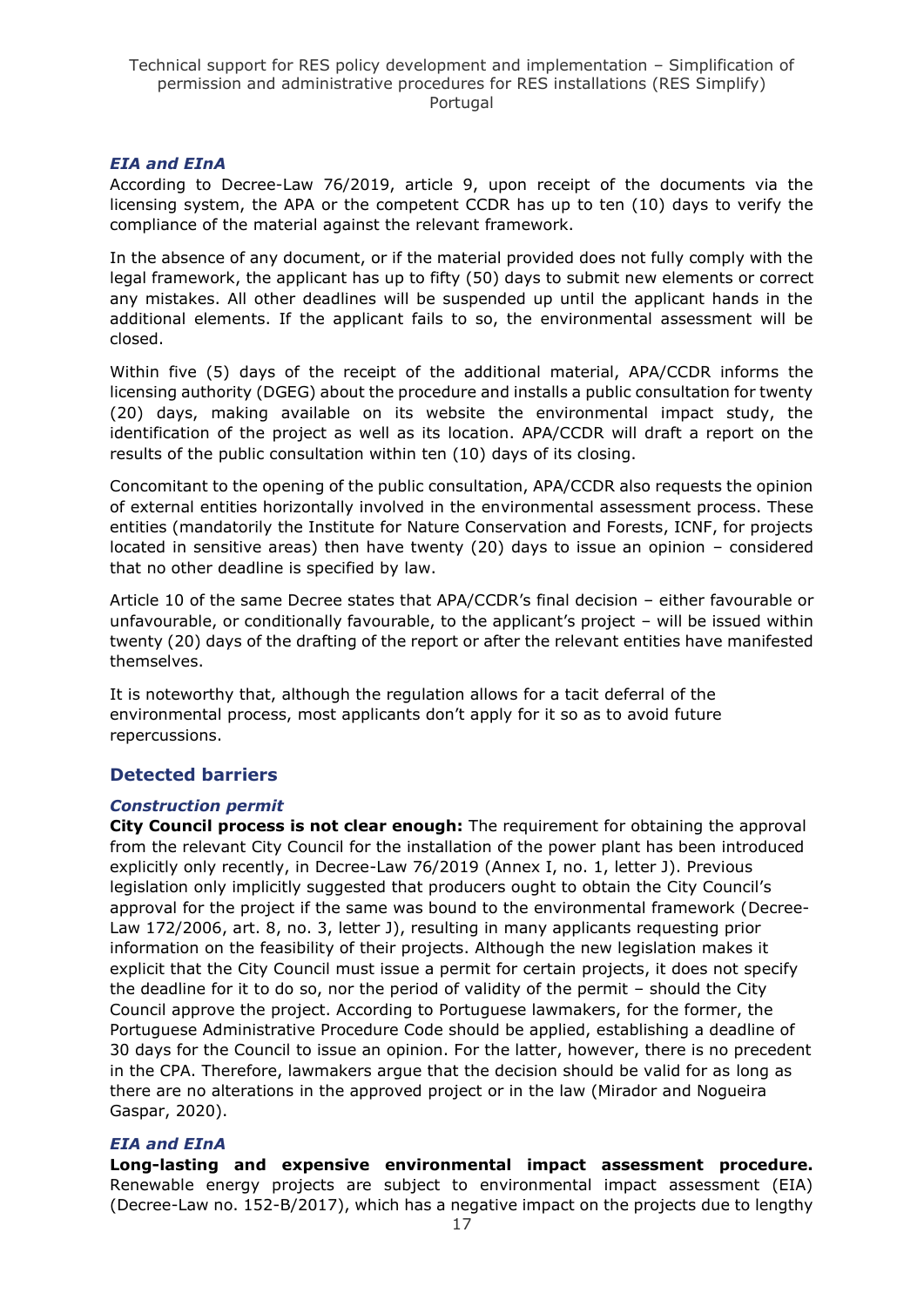### *EIA and EInA*

According to Decree-Law 76/2019, article 9, upon receipt of the documents via the licensing system, the APA or the competent CCDR has up to ten (10) days to verify the compliance of the material against the relevant framework.

In the absence of any document, or if the material provided does not fully comply with the legal framework, the applicant has up to fifty (50) days to submit new elements or correct any mistakes. All other deadlines will be suspended up until the applicant hands in the additional elements. If the applicant fails to so, the environmental assessment will be closed.

Within five (5) days of the receipt of the additional material, APA/CCDR informs the licensing authority (DGEG) about the procedure and installs a public consultation for twenty (20) days, making available on its website the environmental impact study, the identification of the project as well as its location. APA/CCDR will draft a report on the results of the public consultation within ten (10) days of its closing.

Concomitant to the opening of the public consultation, APA/CCDR also requests the opinion of external entities horizontally involved in the environmental assessment process. These entities (mandatorily the Institute for Nature Conservation and Forests, ICNF, for projects located in sensitive areas) then have twenty (20) days to issue an opinion – considered that no other deadline is specified by law.

Article 10 of the same Decree states that APA/CCDR's final decision – either favourable or unfavourable, or conditionally favourable, to the applicant's project – will be issued within twenty (20) days of the drafting of the report or after the relevant entities have manifested themselves.

It is noteworthy that, although the regulation allows for a tacit deferral of the environmental process, most applicants don't apply for it so as to avoid future repercussions.

## Detected barriers

### *Construction permit*

**City Council process is not clear enough:** The requirement for obtaining the approval from the relevant City Council for the installation of the power plant has been introduced explicitly only recently, in Decree-Law 76/2019 (Annex I, no. 1, letter J). Previous legislation only implicitly suggested that producers ought to obtain the City Council's approval for the project if the same was bound to the environmental framework (Decree-Law 172/2006, art. 8, no. 3, letter J), resulting in many applicants requesting prior information on the feasibility of their projects. Although the new legislation makes it explicit that the City Council must issue a permit for certain projects, it does not specify the deadline for it to do so, nor the period of validity of the permit – should the City Council approve the project. According to Portuguese lawmakers, for the former, the Portuguese Administrative Procedure Code should be applied, establishing a deadline of 30 days for the Council to issue an opinion. For the latter, however, there is no precedent in the CPA. Therefore, lawmakers argue that the decision should be valid for as long as there are no alterations in the approved project or in the law (Mirador and Nogueira Gaspar, 2020).

### *EIA and EInA*

**Long-lasting and expensive environmental impact assessment procedure.** Renewable energy projects are subject to environmental impact assessment (EIA) (Decree-Law no. 152-B/2017), which has a negative impact on the projects due to lengthy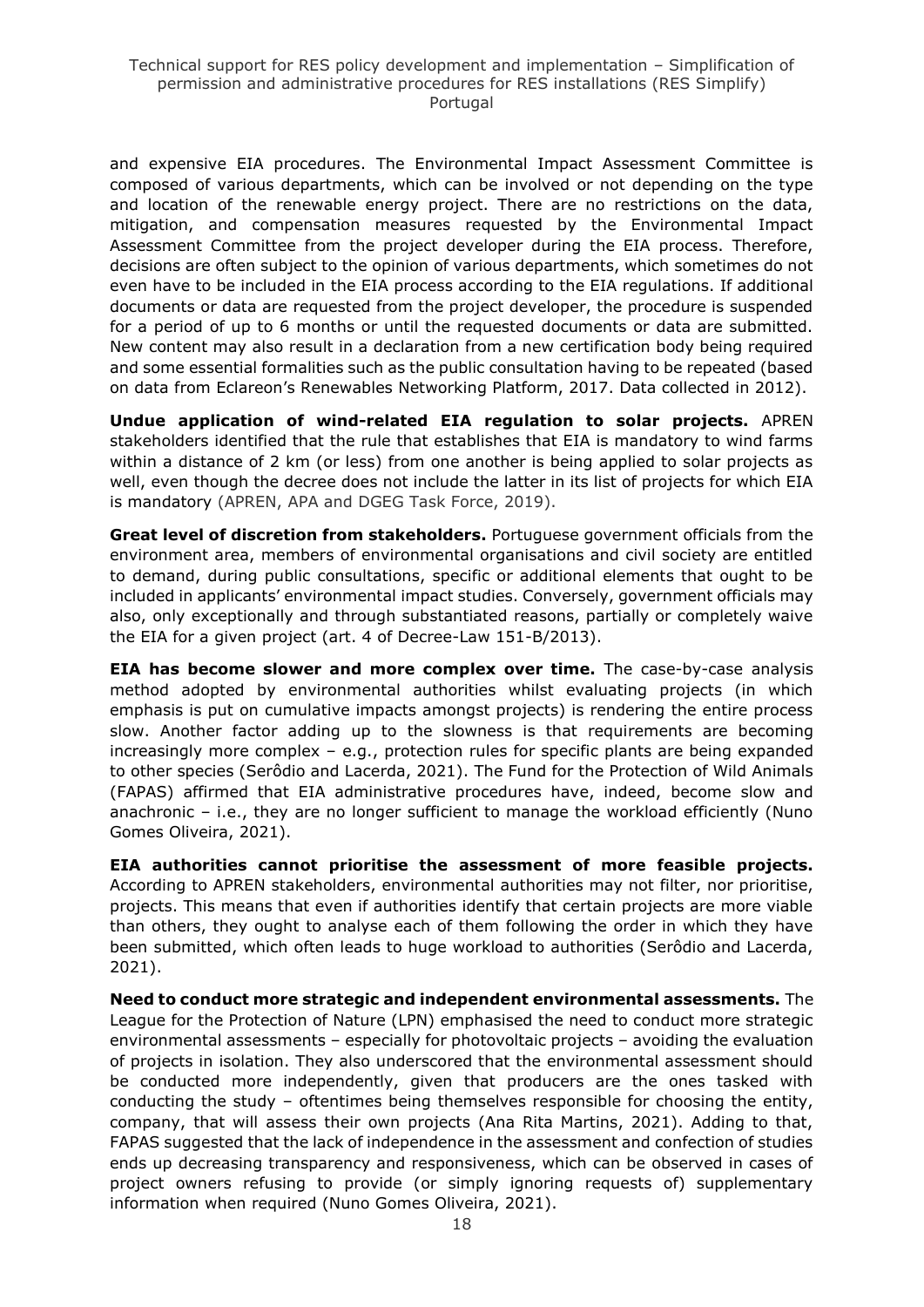and expensive EIA procedures. The Environmental Impact Assessment Committee is composed of various departments, which can be involved or not depending on the type and location of the renewable energy project. There are no restrictions on the data, mitigation, and compensation measures requested by the Environmental Impact Assessment Committee from the project developer during the EIA process. Therefore, decisions are often subject to the opinion of various departments, which sometimes do not even have to be included in the EIA process according to the EIA regulations. If additional documents or data are requested from the project developer, the procedure is suspended for a period of up to 6 months or until the requested documents or data are submitted. New content may also result in a declaration from a new certification body being required and some essential formalities such as the public consultation having to be repeated (based on data from Eclareon's Renewables Networking Platform, 2017. Data collected in 2012).

**Undue application of wind-related EIA regulation to solar projects.** APREN stakeholders identified that the rule that establishes that EIA is mandatory to wind farms within a distance of 2 km (or less) from one another is being applied to solar projects as well, even though the decree does not include the latter in its list of projects for which EIA is mandatory (APREN, APA and DGEG Task Force, 2019).

**Great level of discretion from stakeholders.** Portuguese government officials from the environment area, members of environmental organisations and civil society are entitled to demand, during public consultations, specific or additional elements that ought to be included in applicants' environmental impact studies. Conversely, government officials may also, only exceptionally and through substantiated reasons, partially or completely waive the EIA for a given project (art. 4 of Decree-Law 151-B/2013).

**EIA has become slower and more complex over time.** The case-by-case analysis method adopted by environmental authorities whilst evaluating projects (in which emphasis is put on cumulative impacts amongst projects) is rendering the entire process slow. Another factor adding up to the slowness is that requirements are becoming increasingly more complex – e.g., protection rules for specific plants are being expanded to other species (Serôdio and Lacerda, 2021). The Fund for the Protection of Wild Animals (FAPAS) affirmed that EIA administrative procedures have, indeed, become slow and anachronic – i.e., they are no longer sufficient to manage the workload efficiently (Nuno Gomes Oliveira, 2021).

**EIA authorities cannot prioritise the assessment of more feasible projects.** According to APREN stakeholders, environmental authorities may not filter, nor prioritise, projects. This means that even if authorities identify that certain projects are more viable than others, they ought to analyse each of them following the order in which they have been submitted, which often leads to huge workload to authorities (Serôdio and Lacerda, 2021).

**Need to conduct more strategic and independent environmental assessments.** The League for the Protection of Nature (LPN) emphasised the need to conduct more strategic environmental assessments – especially for photovoltaic projects – avoiding the evaluation of projects in isolation. They also underscored that the environmental assessment should be conducted more independently, given that producers are the ones tasked with conducting the study – oftentimes being themselves responsible for choosing the entity, company, that will assess their own projects (Ana Rita Martins, 2021). Adding to that, FAPAS suggested that the lack of independence in the assessment and confection of studies ends up decreasing transparency and responsiveness, which can be observed in cases of project owners refusing to provide (or simply ignoring requests of) supplementary information when required (Nuno Gomes Oliveira, 2021).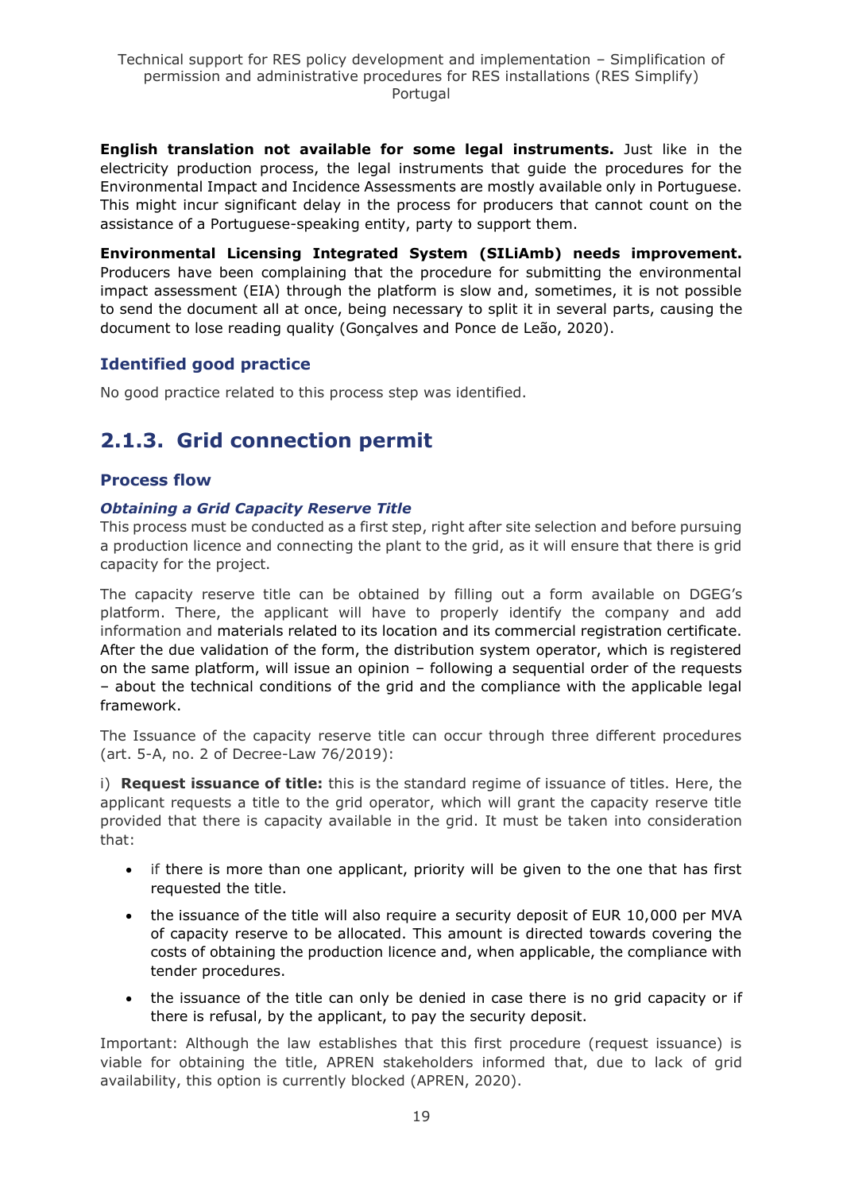**English translation not available for some legal instruments.** Just like in the electricity production process, the legal instruments that guide the procedures for the Environmental Impact and Incidence Assessments are mostly available only in Portuguese. This might incur significant delay in the process for producers that cannot count on the assistance of a Portuguese-speaking entity, party to support them.

**Environmental Licensing Integrated System (SILiAmb) needs improvement.** Producers have been complaining that the procedure for submitting the environmental impact assessment (EIA) through the platform is slow and, sometimes, it is not possible to send the document all at once, being necessary to split it in several parts, causing the document to lose reading quality (Gonçalves and Ponce de Leão, 2020).

### Identified good practice

No good practice related to this process step was identified.

## 2.1.3. Grid connection permit

### Process flow

#### *Obtaining a Grid Capacity Reserve Title*

This process must be conducted as a first step, right after site selection and before pursuing a production licence and connecting the plant to the grid, as it will ensure that there is grid capacity for the project.

The capacity reserve title can be obtained by filling out a form available on DGEG's platform. There, the applicant will have to properly identify the company and add information and materials related to its location and its commercial registration certificate. After the due validation of the form, the distribution system operator, which is registered on the same platform, will issue an opinion – following a sequential order of the requests – about the technical conditions of the grid and the compliance with the applicable legal framework.

The Issuance of the capacity reserve title can occur through three different procedures (art. 5-A, no. 2 of Decree-Law 76/2019):

i) **Request issuance of title:** this is the standard regime of issuance of titles. Here, the applicant requests a title to the grid operator, which will grant the capacity reserve title provided that there is capacity available in the grid. It must be taken into consideration that:

- if there is more than one applicant, priority will be given to the one that has first requested the title.
- the issuance of the title will also require a security deposit of EUR 10,000 per MVA of capacity reserve to be allocated. This amount is directed towards covering the costs of obtaining the production licence and, when applicable, the compliance with tender procedures.
- the issuance of the title can only be denied in case there is no grid capacity or if there is refusal, by the applicant, to pay the security deposit.

Important: Although the law establishes that this first procedure (request issuance) is viable for obtaining the title, APREN stakeholders informed that, due to lack of grid availability, this option is currently blocked (APREN, 2020).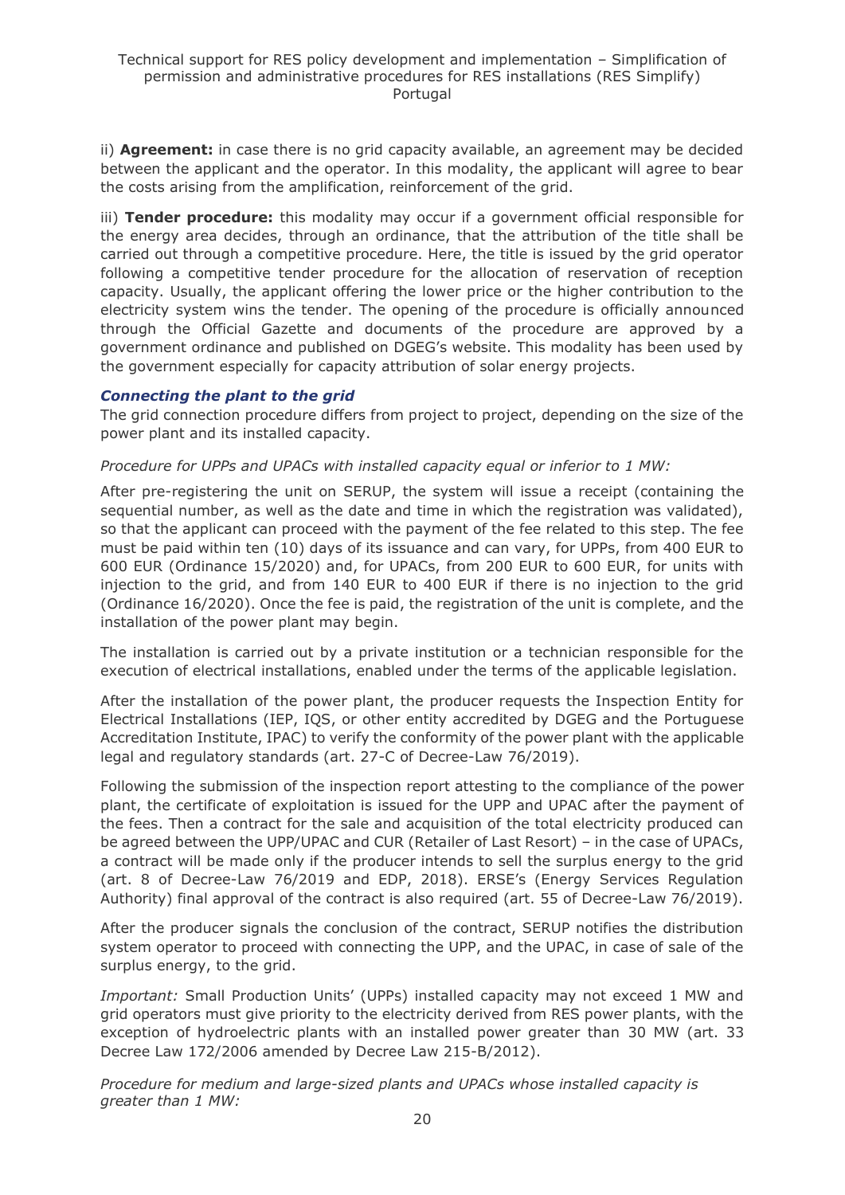ii) **Agreement:** in case there is no grid capacity available, an agreement may be decided between the applicant and the operator. In this modality, the applicant will agree to bear the costs arising from the amplification, reinforcement of the grid.

iii) **Tender procedure:** this modality may occur if a government official responsible for the energy area decides, through an ordinance, that the attribution of the title shall be carried out through a competitive procedure. Here, the title is issued by the grid operator following a competitive tender procedure for the allocation of reservation of reception capacity. Usually, the applicant offering the lower price or the higher contribution to the electricity system wins the tender. The opening of the procedure is officially announced through the Official Gazette and documents of the procedure are approved by a government ordinance and published on DGEG's website. This modality has been used by the government especially for capacity attribution of solar energy projects.

### *Connecting the plant to the grid*

The grid connection procedure differs from project to project, depending on the size of the power plant and its installed capacity.

*Procedure for UPPs and UPACs with installed capacity equal or inferior to 1 MW:*

After pre-registering the unit on SERUP, the system will issue a receipt (containing the sequential number, as well as the date and time in which the registration was validated), so that the applicant can proceed with the payment of the fee related to this step. The fee must be paid within ten (10) days of its issuance and can vary, for UPPs, from 400 EUR to 600 EUR (Ordinance 15/2020) and, for UPACs, from 200 EUR to 600 EUR, for units with injection to the grid, and from 140 EUR to 400 EUR if there is no injection to the grid (Ordinance 16/2020). Once the fee is paid, the registration of the unit is complete, and the installation of the power plant may begin.

The installation is carried out by a private institution or a technician responsible for the execution of electrical installations, enabled under the terms of the applicable legislation.

After the installation of the power plant, the producer requests the Inspection Entity for Electrical Installations (IEP, IQS, or other entity accredited by DGEG and the Portuguese Accreditation Institute, IPAC) to verify the conformity of the power plant with the applicable legal and regulatory standards (art. 27-C of Decree-Law 76/2019).

Following the submission of the inspection report attesting to the compliance of the power plant, the certificate of exploitation is issued for the UPP and UPAC after the payment of the fees. Then a contract for the sale and acquisition of the total electricity produced can be agreed between the UPP/UPAC and CUR (Retailer of Last Resort) – in the case of UPACs, a contract will be made only if the producer intends to sell the surplus energy to the grid (art. 8 of Decree-Law 76/2019 and EDP, 2018). ERSE's (Energy Services Regulation Authority) final approval of the contract is also required (art. 55 of Decree-Law 76/2019).

After the producer signals the conclusion of the contract, SERUP notifies the distribution system operator to proceed with connecting the UPP, and the UPAC, in case of sale of the surplus energy, to the grid.

*Important:* Small Production Units' (UPPs) installed capacity may not exceed 1 MW and grid operators must give priority to the electricity derived from RES power plants, with the exception of hydroelectric plants with an installed power greater than 30 MW (art. 33 Decree Law 172/2006 amended by Decree Law 215-B/2012).

*Procedure for medium and large-sized plants and UPACs whose installed capacity is greater than 1 MW:*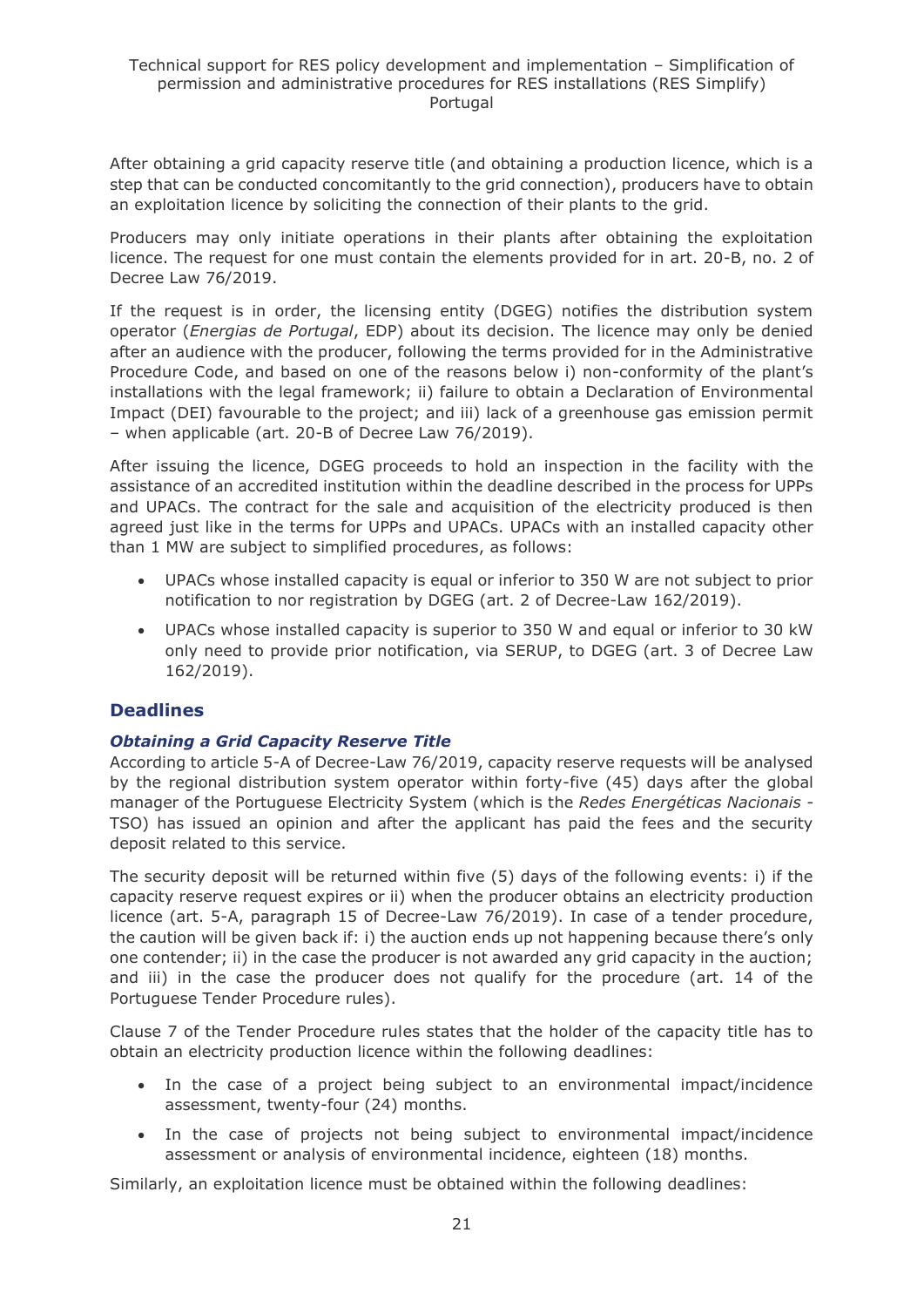After obtaining a grid capacity reserve title (and obtaining a production licence, which is a step that can be conducted concomitantly to the grid connection), producers have to obtain an exploitation licence by soliciting the connection of their plants to the grid.

Producers may only initiate operations in their plants after obtaining the exploitation licence. The request for one must contain the elements provided for in art. 20-B, no. 2 of Decree Law 76/2019.

If the request is in order, the licensing entity (DGEG) notifies the distribution system operator (*Energias de Portugal*, EDP) about its decision. The licence may only be denied after an audience with the producer, following the terms provided for in the Administrative Procedure Code, and based on one of the reasons below i) non-conformity of the plant's installations with the legal framework; ii) failure to obtain a Declaration of Environmental Impact (DEI) favourable to the project; and iii) lack of a greenhouse gas emission permit – when applicable (art. 20-B of Decree Law 76/2019).

After issuing the licence, DGEG proceeds to hold an inspection in the facility with the assistance of an accredited institution within the deadline described in the process for UPPs and UPACs. The contract for the sale and acquisition of the electricity produced is then agreed just like in the terms for UPPs and UPACs. UPACs with an installed capacity other than 1 MW are subject to simplified procedures, as follows:

- UPACs whose installed capacity is equal or inferior to 350 W are not subject to prior notification to nor registration by DGEG (art. 2 of Decree-Law 162/2019).
- UPACs whose installed capacity is superior to 350 W and equal or inferior to 30 kW only need to provide prior notification, via SERUP, to DGEG (art. 3 of Decree Law 162/2019).

## Deadlines

### *Obtaining a Grid Capacity Reserve Title*

According to article 5-A of Decree-Law 76/2019, capacity reserve requests will be analysed by the regional distribution system operator within forty-five (45) days after the global manager of the Portuguese Electricity System (which is the *Redes Energéticas Nacionais* - TSO) has issued an opinion and after the applicant has paid the fees and the security deposit related to this service.

The security deposit will be returned within five (5) days of the following events: i) if the capacity reserve request expires or ii) when the producer obtains an electricity production licence (art. 5-A, paragraph 15 of Decree-Law 76/2019). In case of a tender procedure, the caution will be given back if: i) the auction ends up not happening because there's only one contender; ii) in the case the producer is not awarded any grid capacity in the auction; and iii) in the case the producer does not qualify for the procedure (art. 14 of the Portuguese Tender Procedure rules).

Clause 7 of the Tender Procedure rules states that the holder of the capacity title has to obtain an electricity production licence within the following deadlines:

- In the case of a project being subject to an environmental impact/incidence assessment, twenty-four (24) months.
- In the case of projects not being subject to environmental impact/incidence assessment or analysis of environmental incidence, eighteen (18) months.

Similarly, an exploitation licence must be obtained within the following deadlines: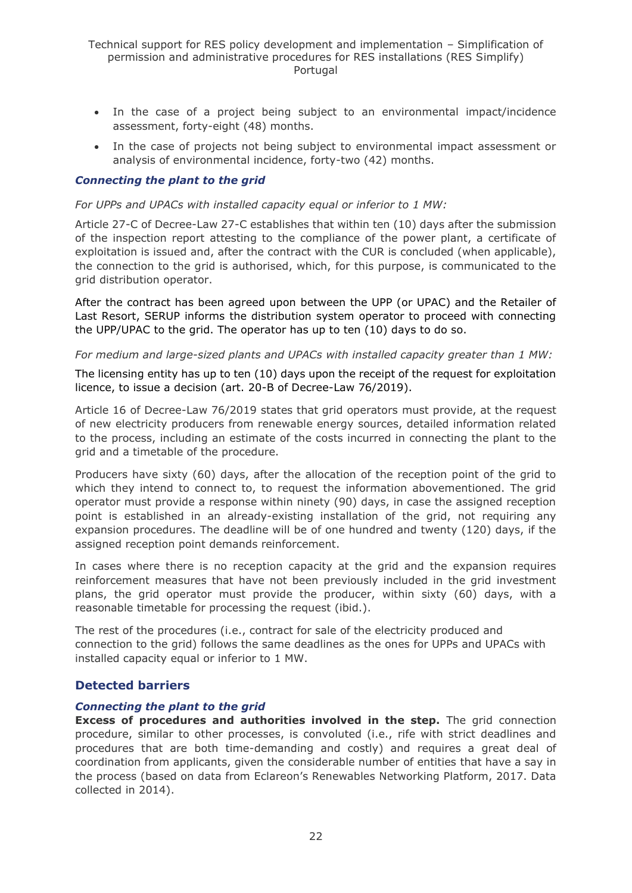- In the case of a project being subject to an environmental impact/incidence assessment, forty-eight (48) months.
- In the case of projects not being subject to environmental impact assessment or analysis of environmental incidence, forty-two (42) months.

### *Connecting the plant to the grid*

*For UPPs and UPACs with installed capacity equal or inferior to 1 MW:*

Article 27-C of Decree-Law 27-C establishes that within ten (10) days after the submission of the inspection report attesting to the compliance of the power plant, a certificate of exploitation is issued and, after the contract with the CUR is concluded (when applicable), the connection to the grid is authorised, which, for this purpose, is communicated to the grid distribution operator.

After the contract has been agreed upon between the UPP (or UPAC) and the Retailer of Last Resort, SERUP informs the distribution system operator to proceed with connecting the UPP/UPAC to the grid. The operator has up to ten (10) days to do so.

*For medium and large-sized plants and UPACs with installed capacity greater than 1 MW:*

The licensing entity has up to ten (10) days upon the receipt of the request for exploitation licence, to issue a decision (art. 20-B of Decree-Law 76/2019).

Article 16 of Decree-Law 76/2019 states that grid operators must provide, at the request of new electricity producers from renewable energy sources, detailed information related to the process, including an estimate of the costs incurred in connecting the plant to the grid and a timetable of the procedure.

Producers have sixty (60) days, after the allocation of the reception point of the grid to which they intend to connect to, to request the information abovementioned. The grid operator must provide a response within ninety (90) days, in case the assigned reception point is established in an already-existing installation of the grid, not requiring any expansion procedures. The deadline will be of one hundred and twenty (120) days, if the assigned reception point demands reinforcement.

In cases where there is no reception capacity at the grid and the expansion requires reinforcement measures that have not been previously included in the grid investment plans, the grid operator must provide the producer, within sixty (60) days, with a reasonable timetable for processing the request (ibid.).

The rest of the procedures (i.e., contract for sale of the electricity produced and connection to the grid) follows the same deadlines as the ones for UPPs and UPACs with installed capacity equal or inferior to 1 MW.

## Detected barriers

### *Connecting the plant to the grid*

**Excess of procedures and authorities involved in the step.** The grid connection procedure, similar to other processes, is convoluted (i.e., rife with strict deadlines and procedures that are both time-demanding and costly) and requires a great deal of coordination from applicants, given the considerable number of entities that have a say in the process (based on data from Eclareon's Renewables Networking Platform, 2017. Data collected in 2014).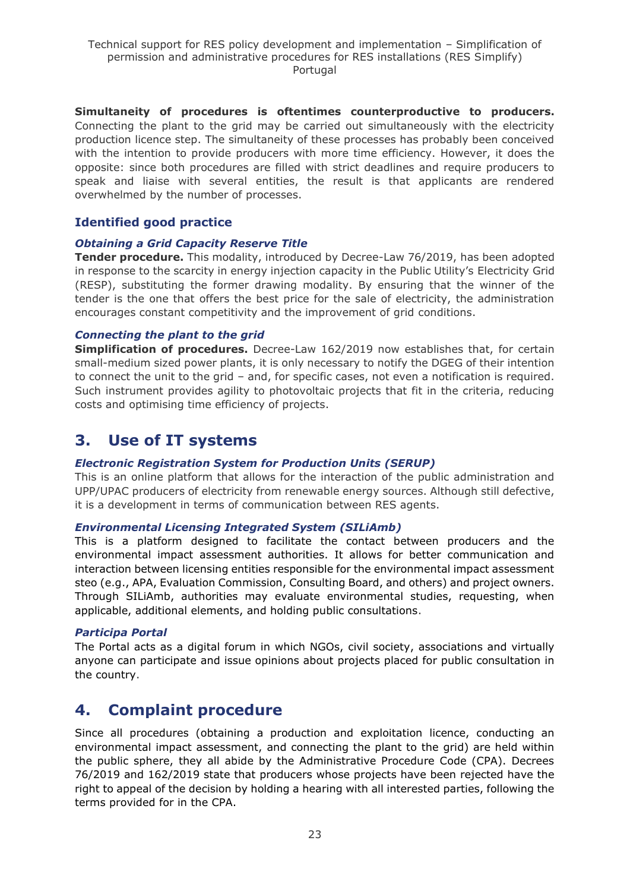**Simultaneity of procedures is oftentimes counterproductive to producers.** Connecting the plant to the grid may be carried out simultaneously with the electricity production licence step. The simultaneity of these processes has probably been conceived with the intention to provide producers with more time efficiency. However, it does the opposite: since both procedures are filled with strict deadlines and require producers to speak and liaise with several entities, the result is that applicants are rendered overwhelmed by the number of processes.

### Identified good practice

#### *Obtaining a Grid Capacity Reserve Title*

**Tender procedure.** This modality, introduced by Decree-Law 76/2019, has been adopted in response to the scarcity in energy injection capacity in the Public Utility's Electricity Grid (RESP), substituting the former drawing modality. By ensuring that the winner of the tender is the one that offers the best price for the sale of electricity, the administration encourages constant competitivity and the improvement of grid conditions.

#### *Connecting the plant to the grid*

**Simplification of procedures.** Decree-Law 162/2019 now establishes that, for certain small-medium sized power plants, it is only necessary to notify the DGEG of their intention to connect the unit to the grid – and, for specific cases, not even a notification is required. Such instrument provides agility to photovoltaic projects that fit in the criteria, reducing costs and optimising time efficiency of projects.

## 3. Use of IT systems

#### *Electronic Registration System for Production Units (SERUP)*

This is an online platform that allows for the interaction of the public administration and UPP/UPAC producers of electricity from renewable energy sources. Although still defective, it is a development in terms of communication between RES agents.

#### *Environmental Licensing Integrated System (SILiAmb)*

This is a platform designed to facilitate the contact between producers and the environmental impact assessment authorities. It allows for better communication and interaction between licensing entities responsible for the environmental impact assessment steo (e.g., APA, Evaluation Commission, Consulting Board, and others) and project owners. Through SILiAmb, authorities may evaluate environmental studies, requesting, when applicable, additional elements, and holding public consultations.

#### *Participa Portal*

The Portal acts as a digital forum in which NGOs, civil society, associations and virtually anyone can participate and issue opinions about projects placed for public consultation in the country.

## 4. Complaint procedure

Since all procedures (obtaining a production and exploitation licence, conducting an environmental impact assessment, and connecting the plant to the grid) are held within the public sphere, they all abide by the Administrative Procedure Code (CPA). Decrees 76/2019 and 162/2019 state that producers whose projects have been rejected have the right to appeal of the decision by holding a hearing with all interested parties, following the terms provided for in the CPA.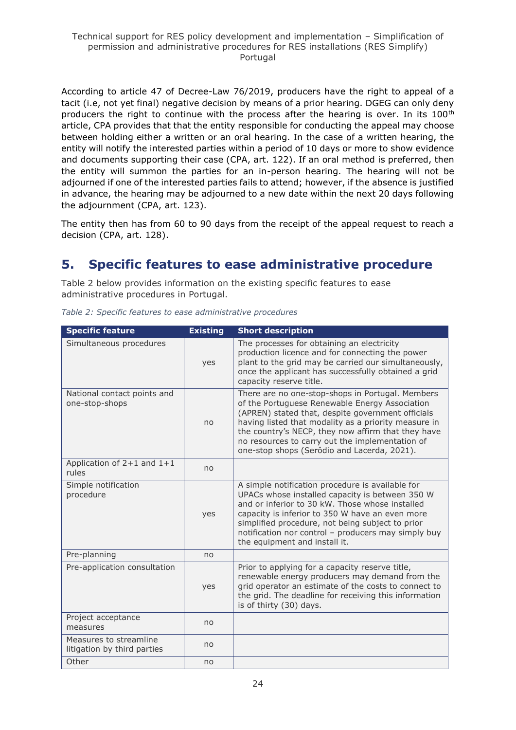According to article 47 of Decree-Law 76/2019, producers have the right to appeal of a tacit (i.e, not yet final) negative decision by means of a prior hearing. DGEG can only deny producers the right to continue with the process after the hearing is over. In its 100th article, CPA provides that that the entity responsible for conducting the appeal may choose between holding either a written or an oral hearing. In the case of a written hearing, the entity will notify the interested parties within a period of 10 days or more to show evidence and documents supporting their case (CPA, art. 122). If an oral method is preferred, then the entity will summon the parties for an in-person hearing. The hearing will not be adjourned if one of the interested parties fails to attend; however, if the absence is justified in advance, the hearing may be adjourned to a new date within the next 20 days following the adjournment (CPA, art. 123).

The entity then has from 60 to 90 days from the receipt of the appeal request to reach a decision (CPA, art. 128).

# 5. Specific features to ease administrative procedure

Table 2 below provides information on the existing specific features to ease administrative procedures in Portugal.

*Table 2: Specific features to ease administrative procedures*

| Specific feature | Existing | Short description |
|---|---|---|
| Simultaneous procedures | yes | The processes for obtaining an electricity production licence and for connecting the power plant to the grid may be carried our simultaneously, once the applicant has successfully obtained a grid capacity reserve title. |
| National contact points and one-stop-shops | no | There are no one-stop-shops in Portugal. Members of the Portuguese Renewable Energy Association (APREN) stated that, despite government officials having listed that modality as a priority measure in the country's NECP, they now affirm that they have no resources to carry out the implementation of one-stop shops (Serôdio and Lacerda, 2021). |
| Application of 2+1 and 1+1 rules | no | |
| Simple notification procedure | yes | A simple notification procedure is available for UPACs whose installed capacity is between 350 W and or inferior to 30 kW. Those whose installed capacity is inferior to 350 W have an even more simplified procedure, not being subject to prior notification nor control – producers may simply buy the equipment and install it. |
| Pre-planning | no | |
| Pre-application consultation | yes | Prior to applying for a capacity reserve title, renewable energy producers may demand from the grid operator an estimate of the costs to connect to the grid. The deadline for receiving this information is of thirty (30) days. |
| Project acceptance measures | no | |
| Measures to streamline litigation by third parties | no | |
| Other | no | |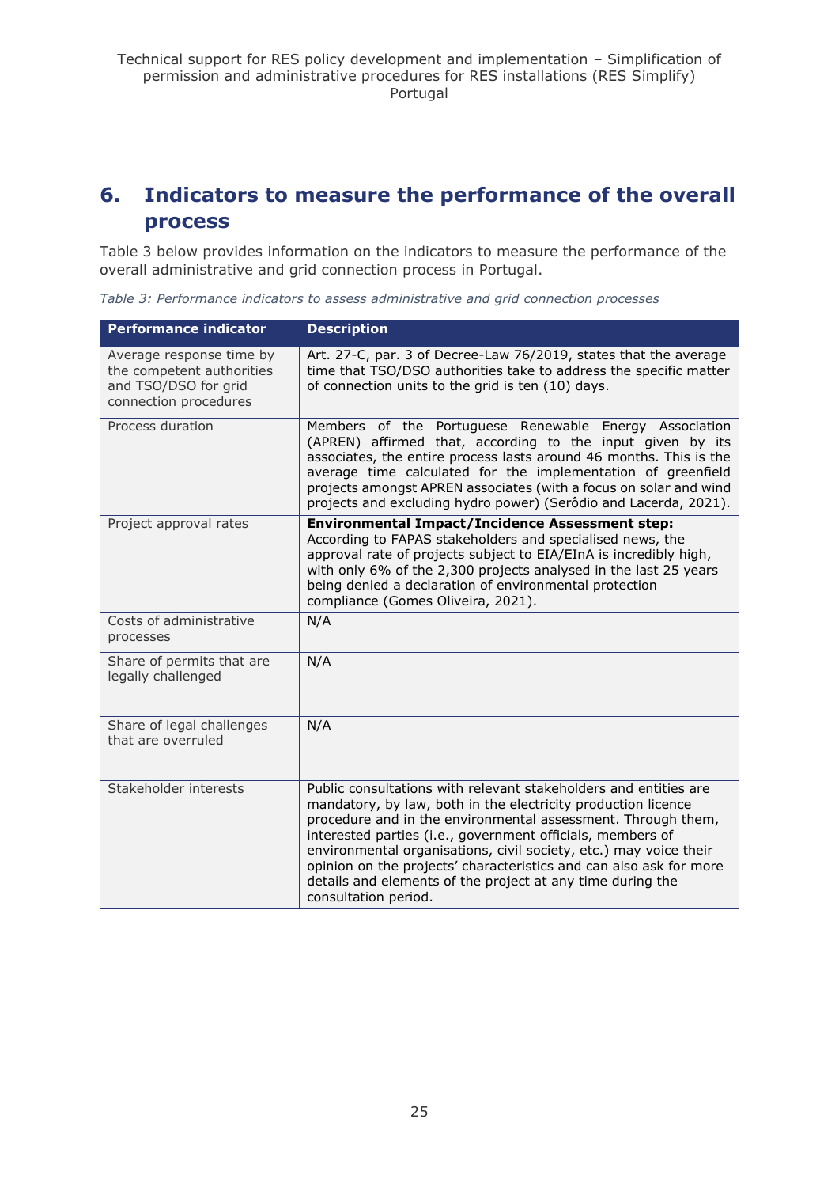# 6. Indicators to measure the performance of the overall process

Table 3 below provides information on the indicators to measure the performance of the overall administrative and grid connection process in Portugal.

*Table 3: Performance indicators to assess administrative and grid connection processes*

| Performance indicator | Description |
|---|---|
| Average response time by the competent authorities and TSO/DSO for grid connection procedures | Art. 27-C, par. 3 of Decree-Law 76/2019, states that the average time that TSO/DSO authorities take to address the specific matter of connection units to the grid is ten (10) days. |
| Process duration | Members of the Portuguese Renewable Energy Association (APREN) affirmed that, according to the input given by its associates, the entire process lasts around 46 months. This is the average time calculated for the implementation of greenfield projects amongst APREN associates (with a focus on solar and wind projects and excluding hydro power) (Serôdio and Lacerda, 2021). |
| Project approval rates | **Environmental Impact/Incidence Assessment step:** According to FAPAS stakeholders and specialised news, the approval rate of projects subject to EIA/EInA is incredibly high, with only 6% of the 2,300 projects analysed in the last 25 years being denied a declaration of environmental protection compliance (Gomes Oliveira, 2021). |
| Costs of administrative processes | N/A |
| Share of permits that are legally challenged | N/A |
| Share of legal challenges that are overruled | N/A |
| Stakeholder interests | Public consultations with relevant stakeholders and entities are mandatory, by law, both in the electricity production licence procedure and in the environmental assessment. Through them, interested parties (i.e., government officials, members of environmental organisations, civil society, etc.) may voice their opinion on the projects' characteristics and can also ask for more details and elements of the project at any time during the consultation period. |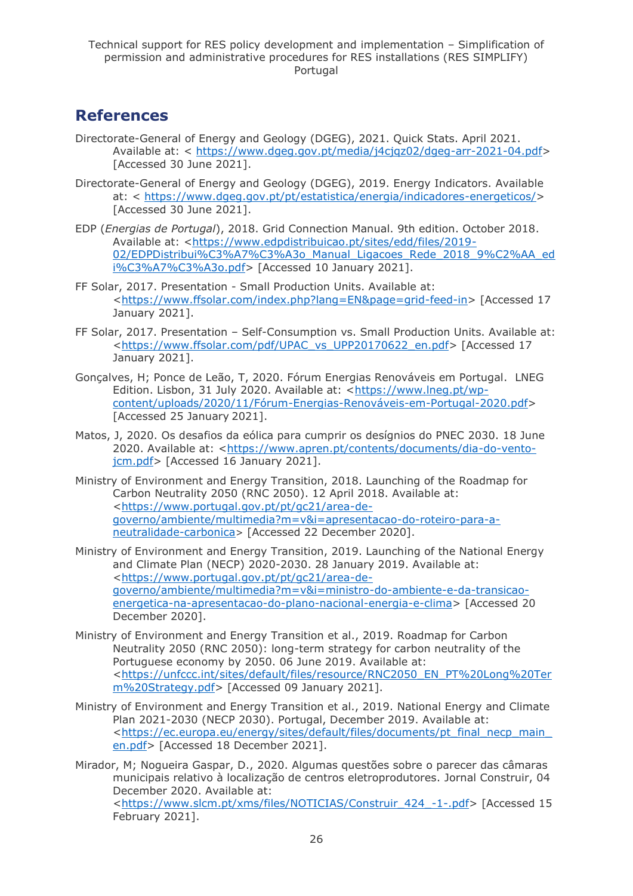## References

Directorate-General of Energy and Geology (DGEG), 2021. Quick Stats. April 2021. Available at: < https://www.dgeg.gov.pt/media/j4cjqz02/dgeg-arr-2021-04.pdf> [Accessed 30 June 2021].

Directorate-General of Energy and Geology (DGEG), 2019. Energy Indicators. Available at: < https://www.dgeg.gov.pt/pt/estatistica/energia/indicadores-energeticos/> [Accessed 30 June 2021].

EDP (*Energias de Portugal*), 2018. Grid Connection Manual. 9th edition. October 2018. Available at: <https://www.edpdistribuicao.pt/sites/edd/files/2019-02/EDPDistribui%C3%A7%C3%A3o_Manual_Ligacoes_Rede_2018_9%C2%AA_edi%C3%A7%C3%A3o.pdf> [Accessed 10 January 2021].

FF Solar, 2017. Presentation - Small Production Units. Available at: <https://www.ffsolar.com/index.php?lang=EN&page=grid-feed-in> [Accessed 17 January 2021].

FF Solar, 2017. Presentation – Self-Consumption vs. Small Production Units. Available at: <https://www.ffsolar.com/pdf/UPAC_vs_UPP20170622_en.pdf> [Accessed 17 January 2021].

Gonçalves, H; Ponce de Leão, T, 2020. Fórum Energias Renováveis em Portugal. LNEG Edition. Lisbon, 31 July 2020. Available at: <https://www.lneg.pt/wp-content/uploads/2020/11/Fórum-Energias-Renováveis-em-Portugal-2020.pdf> [Accessed 25 January 2021].

Matos, J, 2020. Os desafios da eólica para cumprir os desígnios do PNEC 2030. 18 June 2020. Available at: <https://www.apren.pt/contents/documents/dia-do-vento-jcm.pdf> [Accessed 16 January 2021].

Ministry of Environment and Energy Transition, 2018. Launching of the Roadmap for Carbon Neutrality 2050 (RNC 2050). 12 April 2018. Available at: <https://www.portugal.gov.pt/pt/gc21/area-de-governo/ambiente/multimedia?m=v&i=apresentacao-do-roteiro-para-a-neutralidade-carbonica> [Accessed 22 December 2020].

Ministry of Environment and Energy Transition, 2019. Launching of the National Energy and Climate Plan (NECP) 2020-2030. 28 January 2019. Available at: <https://www.portugal.gov.pt/pt/gc21/area-de-governo/ambiente/multimedia?m=v&i=ministro-do-ambiente-e-da-transicao-energetica-na-apresentacao-do-plano-nacional-energia-e-clima> [Accessed 20 December 2020].

Ministry of Environment and Energy Transition et al., 2019. Roadmap for Carbon Neutrality 2050 (RNC 2050): long-term strategy for carbon neutrality of the Portuguese economy by 2050. 06 June 2019. Available at: <https://unfccc.int/sites/default/files/resource/RNC2050_EN_PT%20Long%20Term%20Strategy.pdf> [Accessed 09 January 2021].

Ministry of Environment and Energy Transition et al., 2019. National Energy and Climate Plan 2021-2030 (NECP 2030). Portugal, December 2019. Available at: <https://ec.europa.eu/energy/sites/default/files/documents/pt_final_necp_main_en.pdf> [Accessed 18 December 2021].

Mirador, M; Nogueira Gaspar, D., 2020. Algumas questões sobre o parecer das câmaras municipais relativo à localização de centros eletroprodutores. Jornal Construir, 04 December 2020. Available at: <https://www.slcm.pt/xms/files/NOTICIAS/Construir_424_-1-.pdf> [Accessed 15 February 2021].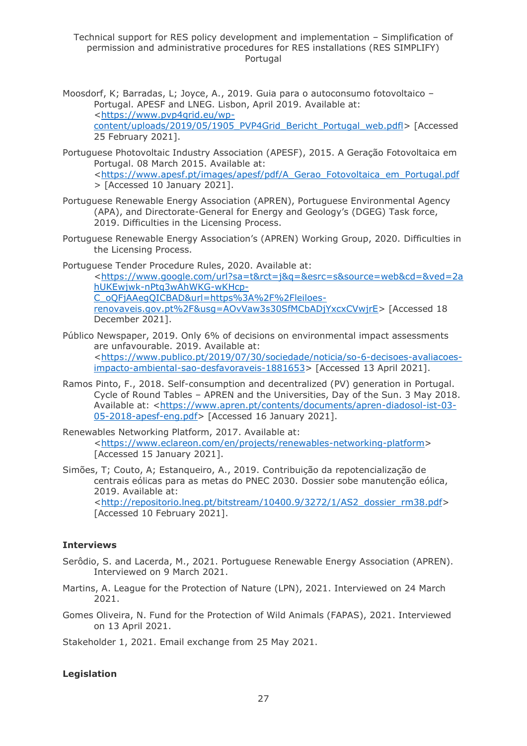Moosdorf, K; Barradas, L; Joyce, A., 2019. Guia para o autoconsumo fotovoltaico – Portugal. APESF and LNEG. Lisbon, April 2019. Available at: <https://www.pvp4grid.eu/wp-content/uploads/2019/05/1905_PVP4Grid_Bericht_Portugal_web.pdfl> [Accessed 25 February 2021].

Portuguese Photovoltaic Industry Association (APESF), 2015. A Geração Fotovoltaica em Portugal. 08 March 2015. Available at: <https://www.apesf.pt/images/apesf/pdf/A_Gerao_Fotovoltaica_em_Portugal.pdf> [Accessed 10 January 2021].

Portuguese Renewable Energy Association (APREN), Portuguese Environmental Agency (APA), and Directorate-General for Energy and Geology's (DGEG) Task force, 2019. Difficulties in the Licensing Process.

Portuguese Renewable Energy Association's (APREN) Working Group, 2020. Difficulties in the Licensing Process.

Portuguese Tender Procedure Rules, 2020. Available at: <https://www.google.com/url?sa=t&rct=j&q=&esrc=s&source=web&cd=&ved=2ahUKEwjwk-nPtq3wAhWKG-wKHcp-C_oQFjAAegQICBAD&url=https%3A%2F%2Fleiloes-renovaveis.gov.pt%2F&usg=AOvVaw3s30SfMCbADjYxcxCVwjrE> [Accessed 18 December 2021].

Público Newspaper, 2019. Only 6% of decisions on environmental impact assessments are unfavourable. 2019. Available at: <https://www.publico.pt/2019/07/30/sociedade/noticia/so-6-decisoes-avaliacoes-impacto-ambiental-sao-desfavoraveis-1881653> [Accessed 13 April 2021].

Ramos Pinto, F., 2018. Self-consumption and decentralized (PV) generation in Portugal. Cycle of Round Tables – APREN and the Universities, Day of the Sun. 3 May 2018. Available at: <https://www.apren.pt/contents/documents/apren-diadosol-ist-03-05-2018-apesf-eng.pdf> [Accessed 16 January 2021].

Renewables Networking Platform, 2017. Available at: <https://www.eclareon.com/en/projects/renewables-networking-platform> [Accessed 15 January 2021].

Simões, T; Couto, A; Estanqueiro, A., 2019. Contribuição da repotencialização de centrais eólicas para as metas do PNEC 2030. Dossier sobe manutenção eólica, 2019. Available at: <http://repositorio.lneg.pt/bitstream/10400.9/3272/1/AS2_dossier_rm38.pdf> [Accessed 10 February 2021].

**Interviews**

Serôdio, S. and Lacerda, M., 2021. Portuguese Renewable Energy Association (APREN). Interviewed on 9 March 2021.

Martins, A. League for the Protection of Nature (LPN), 2021. Interviewed on 24 March 2021.

Gomes Oliveira, N. Fund for the Protection of Wild Animals (FAPAS), 2021. Interviewed on 13 April 2021.

Stakeholder 1, 2021. Email exchange from 25 May 2021.

**Legislation**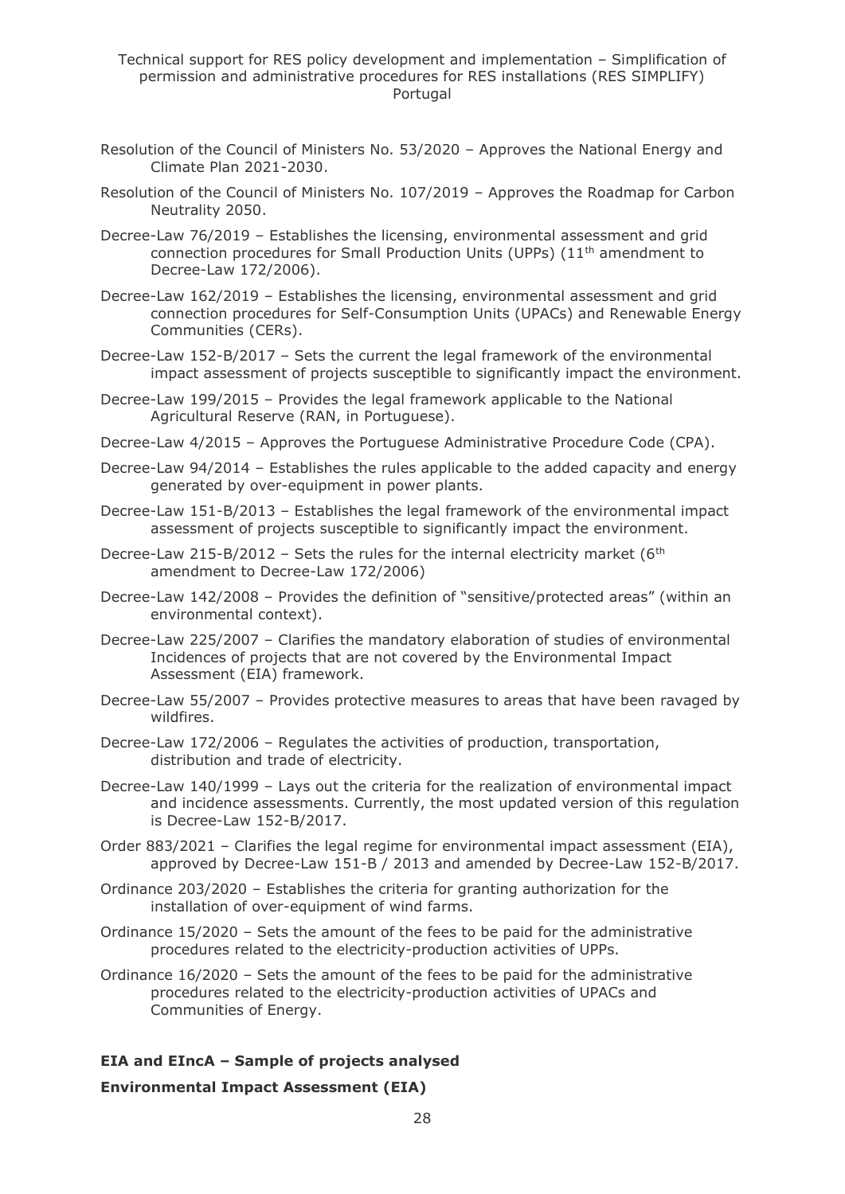Resolution of the Council of Ministers No. 53/2020 – Approves the National Energy and Climate Plan 2021-2030.

Resolution of the Council of Ministers No. 107/2019 – Approves the Roadmap for Carbon Neutrality 2050.

Decree-Law 76/2019 – Establishes the licensing, environmental assessment and grid connection procedures for Small Production Units (UPPs) (11th amendment to Decree-Law 172/2006).

Decree-Law 162/2019 – Establishes the licensing, environmental assessment and grid connection procedures for Self-Consumption Units (UPACs) and Renewable Energy Communities (CERs).

Decree-Law 152-B/2017 – Sets the current the legal framework of the environmental impact assessment of projects susceptible to significantly impact the environment.

Decree-Law 199/2015 – Provides the legal framework applicable to the National Agricultural Reserve (RAN, in Portuguese).

Decree-Law 4/2015 – Approves the Portuguese Administrative Procedure Code (CPA).

Decree-Law 94/2014 – Establishes the rules applicable to the added capacity and energy generated by over-equipment in power plants.

Decree-Law 151-B/2013 – Establishes the legal framework of the environmental impact assessment of projects susceptible to significantly impact the environment.

Decree-Law 215-B/2012 – Sets the rules for the internal electricity market (6th amendment to Decree-Law 172/2006)

Decree-Law 142/2008 – Provides the definition of "sensitive/protected areas" (within an environmental context).

Decree-Law 225/2007 – Clarifies the mandatory elaboration of studies of environmental Incidences of projects that are not covered by the Environmental Impact Assessment (EIA) framework.

Decree-Law 55/2007 – Provides protective measures to areas that have been ravaged by wildfires.

Decree-Law 172/2006 – Regulates the activities of production, transportation, distribution and trade of electricity.

Decree-Law 140/1999 – Lays out the criteria for the realization of environmental impact and incidence assessments. Currently, the most updated version of this regulation is Decree-Law 152-B/2017.

Order 883/2021 – Clarifies the legal regime for environmental impact assessment (EIA), approved by Decree-Law 151-B / 2013 and amended by Decree-Law 152-B/2017.

Ordinance 203/2020 – Establishes the criteria for granting authorization for the installation of over-equipment of wind farms.

Ordinance 15/2020 – Sets the amount of the fees to be paid for the administrative procedures related to the electricity-production activities of UPPs.

Ordinance 16/2020 – Sets the amount of the fees to be paid for the administrative procedures related to the electricity-production activities of UPACs and Communities of Energy.

**EIA and EIncA – Sample of projects analysed**

**Environmental Impact Assessment (EIA)**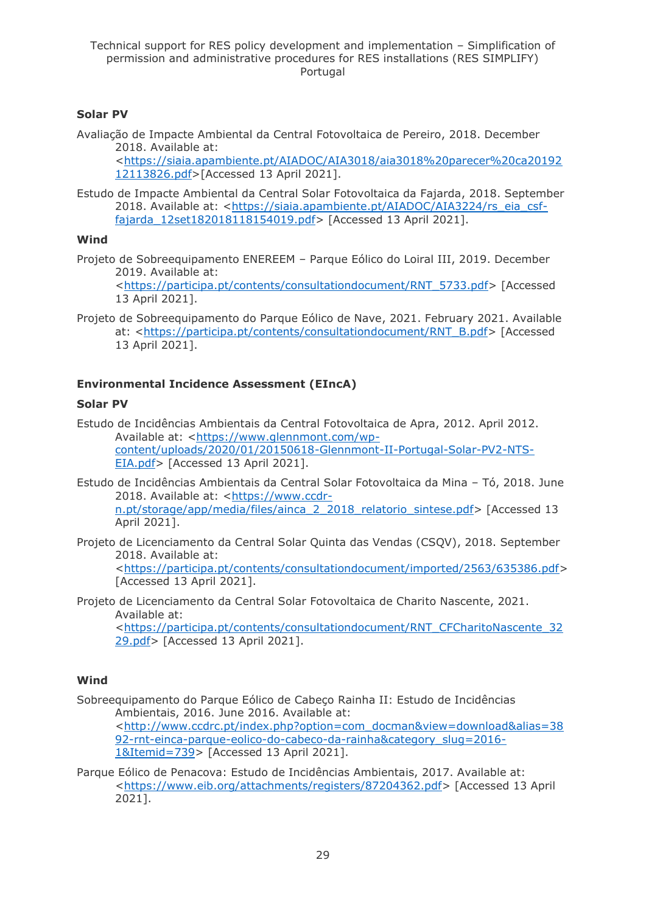### Solar PV

Avaliação de Impacte Ambiental da Central Fotovoltaica de Pereiro, 2018. December 2018. Available at: <https://siaia.apambiente.pt/AIADOC/AIA3018/aia3018%20parecer%20ca2019212113826.pdf>[Accessed 13 April 2021].

Estudo de Impacte Ambiental da Central Solar Fotovoltaica da Fajarda, 2018. September 2018. Available at: <https://siaia.apambiente.pt/AIADOC/AIA3224/rs_eia_csf-fajarda_12set182018118154019.pdf> [Accessed 13 April 2021].

### Wind

Projeto de Sobreequipamento ENEREEM – Parque Eólico do Loiral III, 2019. December 2019. Available at: <https://participa.pt/contents/consultationdocument/RNT_5733.pdf> [Accessed 13 April 2021].

Projeto de Sobreequipamento do Parque Eólico de Nave, 2021. February 2021. Available at: <https://participa.pt/contents/consultationdocument/RNT_B.pdf> [Accessed 13 April 2021].

## Environmental Incidence Assessment (EIncA)

### Solar PV

Estudo de Incidências Ambientais da Central Fotovoltaica de Apra, 2012. April 2012. Available at: <https://www.glennmont.com/wp-content/uploads/2020/01/20150618-Glennmont-II-Portugal-Solar-PV2-NTS-EIA.pdf> [Accessed 13 April 2021].

Estudo de Incidências Ambientais da Central Solar Fotovoltaica da Mina – Tó, 2018. June 2018. Available at: <https://www.ccdr-n.pt/storage/app/media/files/ainca_2_2018_relatorio_sintese.pdf> [Accessed 13 April 2021].

Projeto de Licenciamento da Central Solar Quinta das Vendas (CSQV), 2018. September 2018. Available at: <https://participa.pt/contents/consultationdocument/imported/2563/635386.pdf> [Accessed 13 April 2021].

Projeto de Licenciamento da Central Solar Fotovoltaica de Charito Nascente, 2021. Available at: <https://participa.pt/contents/consultationdocument/RNT_CFCharitoNascente_3229.pdf> [Accessed 13 April 2021].

### Wind

Sobreequipamento do Parque Eólico de Cabeço Rainha II: Estudo de Incidências Ambientais, 2016. June 2016. Available at: <http://www.ccdrc.pt/index.php?option=com_docman&view=download&alias=3892-rnt-einca-parque-eolico-do-cabeco-da-rainha&category_slug=2016-1&Itemid=739> [Accessed 13 April 2021].

Parque Eólico de Penacova: Estudo de Incidências Ambientais, 2017. Available at: <https://www.eib.org/attachments/registers/87204362.pdf> [Accessed 13 April 2021].